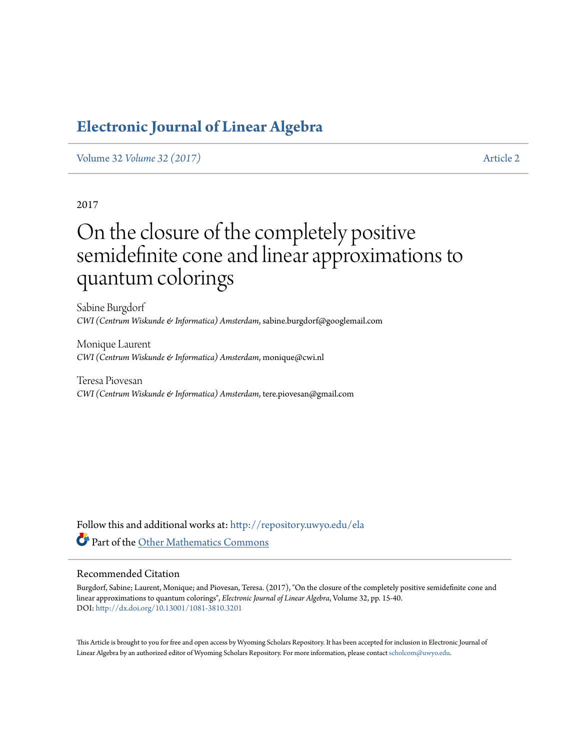# Electronic Journal of Linear Algebra

Volume 32 *Volume 32 (2017)* Article 2

2017

# On the closure of the completely positive semidefinite cone and linear approximations to quantum colorings

Sabine Burgdorf
*CWI (Centrum Wiskunde & Informatica) Amsterdam*, sabine.burgdorf@googlemail.com

Monique Laurent
*CWI (Centrum Wiskunde & Informatica) Amsterdam*, monique@cwi.nl

Teresa Piovesan
*CWI (Centrum Wiskunde & Informatica) Amsterdam*, tere.piovesan@gmail.com

Follow this and additional works at: http://repository.uwyo.edu/ela

Part of the Other Mathematics Commons

## Recommended Citation

Burgdorf, Sabine; Laurent, Monique; and Piovesan, Teresa. (2017), "On the closure of the completely positive semidefinite cone and linear approximations to quantum colorings", *Electronic Journal of Linear Algebra*, Volume 32, pp. 15-40.
DOI: http://dx.doi.org/10.13001/1081-3810.3201

This Article is brought to you for free and open access by Wyoming Scholars Repository. It has been accepted for inclusion in Electronic Journal of Linear Algebra by an authorized editor of Wyoming Scholars Repository. For more information, please contact scholcom@uwyo.edu.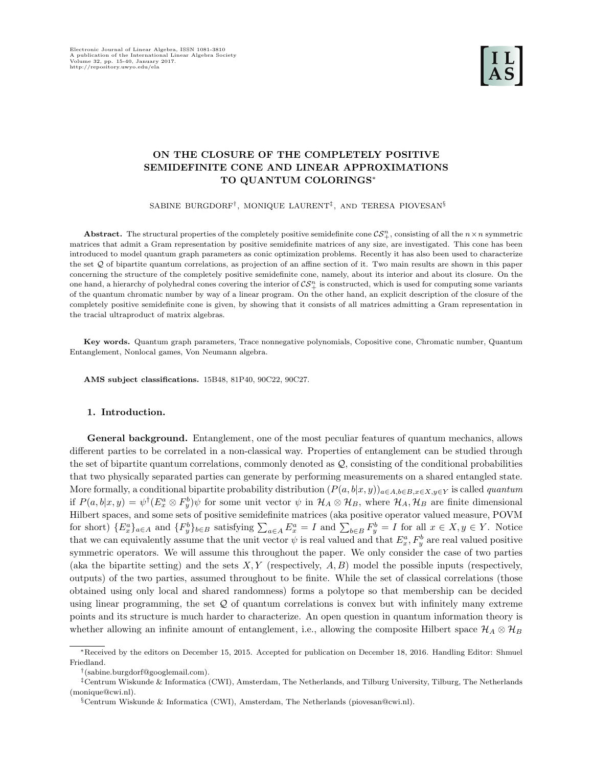# ON THE CLOSURE OF THE COMPLETELY POSITIVE SEMIDEFINITE CONE AND LINEAR APPROXIMATIONS TO QUANTUM COLORINGS*

SABINE BURGDORF†, MONIQUE LAURENT‡, AND TERESA PIOVESAN§

**Abstract.** The structural properties of the completely positive semidefinite cone $\mathcal{CS}_+^n$, consisting of all the $n \times n$ symmetric matrices that admit a Gram representation by positive semidefinite matrices of any size, are investigated. This cone has been introduced to model quantum graph parameters as conic optimization problems. Recently it has also been used to characterize the set $\mathcal{Q}$ of bipartite quantum correlations, as projection of an affine section of it. Two main results are shown in this paper concerning the structure of the completely positive semidefinite cone, namely, about its interior and about its closure. On the one hand, a hierarchy of polyhedral cones covering the interior of $\mathcal{CS}_+^n$ is constructed, which is used for computing some variants of the quantum chromatic number by way of a linear program. On the other hand, an explicit description of the closure of the completely positive semidefinite cone is given, by showing that it consists of all matrices admitting a Gram representation in the tracial ultraproduct of matrix algebras.

**Key words.** Quantum graph parameters, Trace nonnegative polynomials, Copositive cone, Chromatic number, Quantum Entanglement, Nonlocal games, Von Neumann algebra.

**AMS subject classifications.** 15B48, 81P40, 90C22, 90C27.

## 1. Introduction.

**General background.** Entanglement, one of the most peculiar features of quantum mechanics, allows different parties to be correlated in a non-classical way. Properties of entanglement can be studied through the set of bipartite quantum correlations, commonly denoted as $\mathcal{Q}$, consisting of the conditional probabilities that two physically separated parties can generate by performing measurements on a shared entangled state. More formally, a conditional bipartite probability distribution $(P(a,b|x,y))_{a\in A, b\in B, x\in X, y\in Y}$ is called *quantum* if $P(a,b|x,y) = \psi^\dagger(E_x^a \otimes F_y^b)\psi$ for some unit vector $\psi$ in $\mathcal{H}_A \otimes \mathcal{H}_B$, where $\mathcal{H}_A, \mathcal{H}_B$ are finite dimensional Hilbert spaces, and some sets of positive semidefinite matrices (aka positive operator valued measure, POVM for short) $\{E_x^a\}_{a\in A}$ and $\{F_y^b\}_{b\in B}$ satisfying $\sum_{a\in A} E_x^a = I$ and $\sum_{b\in B} F_y^b = I$ for all $x \in X, y \in Y$. Notice that we can equivalently assume that the unit vector $\psi$ is real valued and that $E_x^a, F_y^b$ are real valued positive symmetric operators. We will assume this throughout the paper. We only consider the case of two parties (aka the bipartite setting) and the sets $X, Y$ (respectively, $A, B$) model the possible inputs (respectively, outputs) of the two parties, assumed throughout to be finite. While the set of classical correlations (those obtained using only local and shared randomness) forms a polytope so that membership can be decided using linear programming, the set $\mathcal{Q}$ of quantum correlations is convex but with infinitely many extreme points and its structure is much harder to characterize. An open question in quantum information theory is whether allowing an infinite amount of entanglement, i.e., allowing the composite Hilbert space $\mathcal{H}_A \otimes \mathcal{H}_B$

---

*Received by the editors on December 15, 2015. Accepted for publication on December 18, 2016. Handling Editor: Shmuel Friedland.

†(sabine.burgdorf@googlemail.com).

‡Centrum Wiskunde & Informatica (CWI), Amsterdam, The Netherlands, and Tilburg University, Tilburg, The Netherlands (monique@cwi.nl).

§Centrum Wiskunde & Informatica (CWI), Amsterdam, The Netherlands (piovesan@cwi.nl).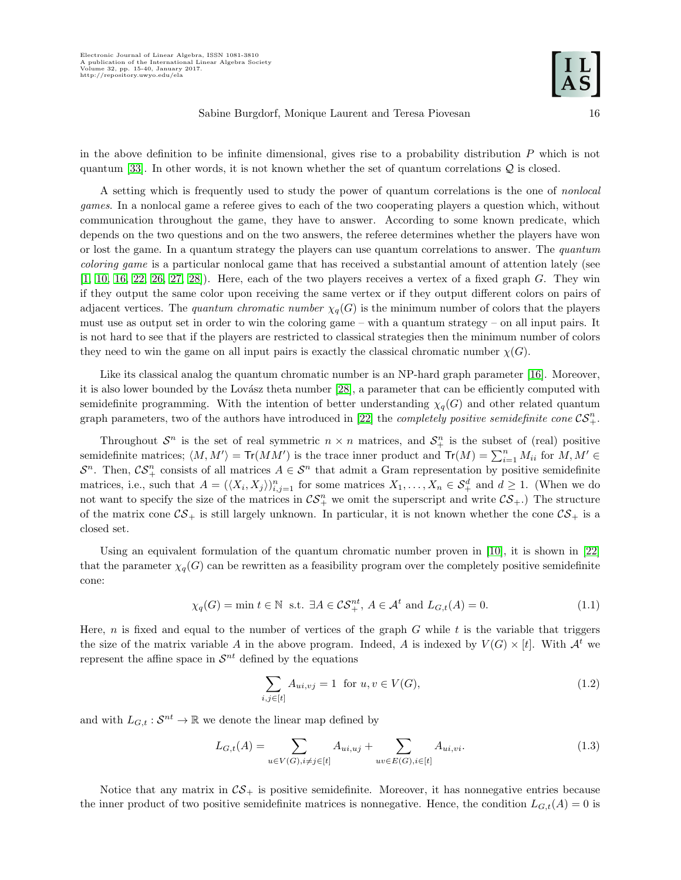in the above definition to be infinite dimensional, gives rise to a probability distribution $P$ which is not quantum [33]. In other words, it is not known whether the set of quantum correlations $\mathcal{Q}$ is closed.

A setting which is frequently used to study the power of quantum correlations is the one of *nonlocal games*. In a nonlocal game a referee gives to each of the two cooperating players a question which, without communication throughout the game, they have to answer. According to some known predicate, which depends on the two questions and on the two answers, the referee determines whether the players have won or lost the game. In a quantum strategy the players can use quantum correlations to answer. The *quantum coloring game* is a particular nonlocal game that has received a substantial amount of attention lately (see [1, 10, 16, 22, 26, 27, 28]). Here, each of the two players receives a vertex of a fixed graph $G$. They win if they output the same color upon receiving the same vertex or if they output different colors on pairs of adjacent vertices. The *quantum chromatic number* $\chi_q(G)$ is the minimum number of colors that the players must use as output set in order to win the coloring game – with a quantum strategy – on all input pairs. It is not hard to see that if the players are restricted to classical strategies then the minimum number of colors they need to win the game on all input pairs is exactly the classical chromatic number $\chi(G)$.

Like its classical analog the quantum chromatic number is an NP-hard graph parameter [16]. Moreover, it is also lower bounded by the Lovász theta number [28], a parameter that can be efficiently computed with semidefinite programming. With the intention of better understanding $\chi_q(G)$ and other related quantum graph parameters, two of the authors have introduced in [22] the *completely positive semidefinite cone* $\mathcal{CS}_+^n$.

Throughout $\mathcal{S}^n$ is the set of real symmetric $n \times n$ matrices, and $\mathcal{S}_+^n$ is the subset of (real) positive semidefinite matrices; $\langle M, M' \rangle = \mathsf{Tr}(MM')$ is the trace inner product and $\mathsf{Tr}(M) = \sum_{i=1}^n M_{ii}$ for $M, M' \in \mathcal{S}^n$. Then, $\mathcal{CS}_+^n$ consists of all matrices $A \in \mathcal{S}^n$ that admit a Gram representation by positive semidefinite matrices, i.e., such that $A = (\langle X_i, X_j \rangle)_{i,j=1}^n$ for some matrices $X_1, \ldots, X_n \in \mathcal{S}_+^d$ and $d \geq 1$. (When we do not want to specify the size of the matrices in $\mathcal{CS}_+^n$ we omit the superscript and write $\mathcal{CS}_+$.) The structure of the matrix cone $\mathcal{CS}_+$ is still largely unknown. In particular, it is not known whether the cone $\mathcal{CS}_+$ is a closed set.

Using an equivalent formulation of the quantum chromatic number proven in [10], it is shown in [22] that the parameter $\chi_q(G)$ can be rewritten as a feasibility program over the completely positive semidefinite cone:

$$\chi_q(G) = \min t \in \mathbb{N} \text{ s.t. } \exists A \in \mathcal{CS}_+^{nt},\ A \in \mathcal{A}^t \text{ and } L_{G,t}(A) = 0. \tag{1.1}$$

Here, $n$ is fixed and equal to the number of vertices of the graph $G$ while $t$ is the variable that triggers the size of the matrix variable $A$ in the above program. Indeed, $A$ is indexed by $V(G) \times [t]$. With $\mathcal{A}^t$ we represent the affine space in $\mathcal{S}^{nt}$ defined by the equations

$$\sum_{i,j \in [t]} A_{ui,vj} = 1 \text{ for } u, v \in V(G), \tag{1.2}$$

and with $L_{G,t} : \mathcal{S}^{nt} \to \mathbb{R}$ we denote the linear map defined by

$$L_{G,t}(A) = \sum_{u \in V(G), i \neq j \in [t]} A_{ui,uj} + \sum_{uv \in E(G), i \in [t]} A_{ui,vi}. \tag{1.3}$$

Notice that any matrix in $\mathcal{CS}_+$ is positive semidefinite. Moreover, it has nonnegative entries because the inner product of two positive semidefinite matrices is nonnegative. Hence, the condition $L_{G,t}(A) = 0$ is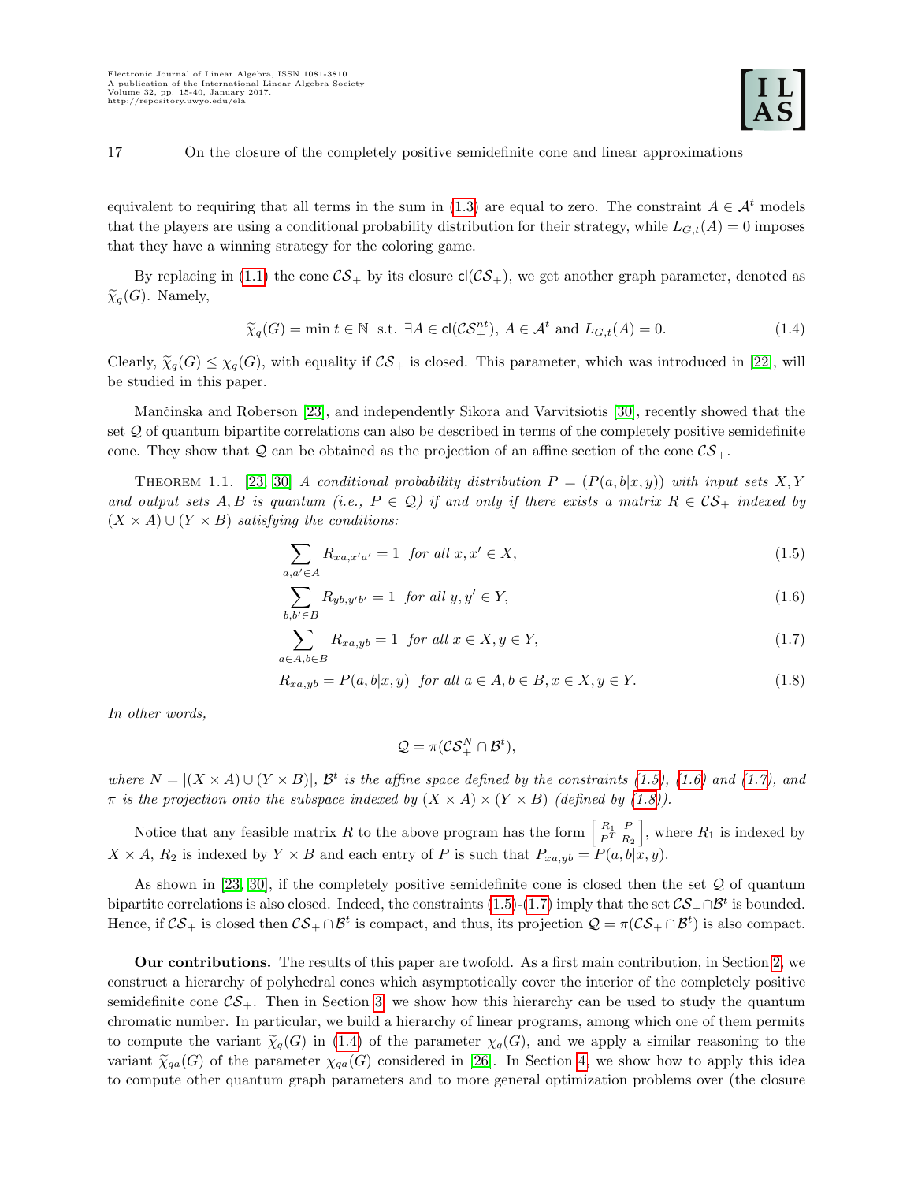equivalent to requiring that all terms in the sum in (1.3) are equal to zero. The constraint $A \in \mathcal{A}^t$ models that the players are using a conditional probability distribution for their strategy, while $L_{G,t}(A) = 0$ imposes that they have a winning strategy for the coloring game.

By replacing in (1.1) the cone $\mathcal{CS}_+$ by its closure $\mathsf{cl}(\mathcal{CS}_+)$, we get another graph parameter, denoted as $\widetilde{\chi}_q(G)$. Namely,

$$\widetilde{\chi}_q(G) = \min t \in \mathbb{N} \ \text{ s.t. } \exists A \in \mathsf{cl}(\mathcal{CS}_+^{nt}), \ A \in \mathcal{A}^t \text{ and } L_{G,t}(A) = 0. \tag{1.4}$$

Clearly, $\widetilde{\chi}_q(G) \leq \chi_q(G)$, with equality if $\mathcal{CS}_+$ is closed. This parameter, which was introduced in [22], will be studied in this paper.

Mančinska and Roberson [23], and independently Sikora and Varvitsiotis [30], recently showed that the set $\mathcal{Q}$ of quantum bipartite correlations can also be described in terms of the completely positive semidefinite cone. They show that $\mathcal{Q}$ can be obtained as the projection of an affine section of the cone $\mathcal{CS}_+$.

Theorem 1.1. [23, 30] *A conditional probability distribution $P = (P(a,b|x,y))$ with input sets $X, Y$ and output sets $A, B$ is quantum (i.e., $P \in \mathcal{Q}$) if and only if there exists a matrix $R \in \mathcal{CS}_+$ indexed by $(X \times A) \cup (Y \times B)$ satisfying the conditions:*

$$\sum_{a,a' \in A} R_{xa,x'a'} = 1 \ \text{ for all } x, x' \in X, \tag{1.5}$$

$$\sum_{b,b' \in B} R_{yb,y'b'} = 1 \ \text{ for all } y, y' \in Y, \tag{1.6}$$

$$\sum_{a \in A, b \in B} R_{xa,yb} = 1 \ \text{ for all } x \in X, y \in Y, \tag{1.7}$$

$$R_{xa,yb} = P(a,b|x,y) \ \text{ for all } a \in A, b \in B, x \in X, y \in Y. \tag{1.8}$$

*In other words,*

$$\mathcal{Q} = \pi(\mathcal{CS}_+^N \cap \mathcal{B}^t),$$

*where $N = |(X \times A) \cup (Y \times B)|$, $\mathcal{B}^t$ is the affine space defined by the constraints (1.5), (1.6) and (1.7), and $\pi$ is the projection onto the subspace indexed by $(X \times A) \times (Y \times B)$ (defined by (1.8)).*

Notice that any feasible matrix $R$ to the above program has the form $\begin{bmatrix} R_1 & P \\ P^T & R_2 \end{bmatrix}$, where $R_1$ is indexed by $X \times A$, $R_2$ is indexed by $Y \times B$ and each entry of $P$ is such that $P_{xa,yb} = P(a,b|x,y)$.

As shown in [23, 30], if the completely positive semidefinite cone is closed then the set $\mathcal{Q}$ of quantum bipartite correlations is also closed. Indeed, the constraints (1.5)-(1.7) imply that the set $\mathcal{CS}_+ \cap \mathcal{B}^t$ is bounded. Hence, if $\mathcal{CS}_+$ is closed then $\mathcal{CS}_+ \cap \mathcal{B}^t$ is compact, and thus, its projection $\mathcal{Q} = \pi(\mathcal{CS}_+ \cap \mathcal{B}^t)$ is also compact.

**Our contributions.** The results of this paper are twofold. As a first main contribution, in Section 2, we construct a hierarchy of polyhedral cones which asymptotically cover the interior of the completely positive semidefinite cone $\mathcal{CS}_+$. Then in Section 3, we show how this hierarchy can be used to study the quantum chromatic number. In particular, we build a hierarchy of linear programs, among which one of them permits to compute the variant $\widetilde{\chi}_q(G)$ in (1.4) of the parameter $\chi_q(G)$, and we apply a similar reasoning to the variant $\widetilde{\chi}_{qa}(G)$ of the parameter $\chi_{qa}(G)$ considered in [26]. In Section 4, we show how to apply this idea to compute other quantum graph parameters and to more general optimization problems over (the closure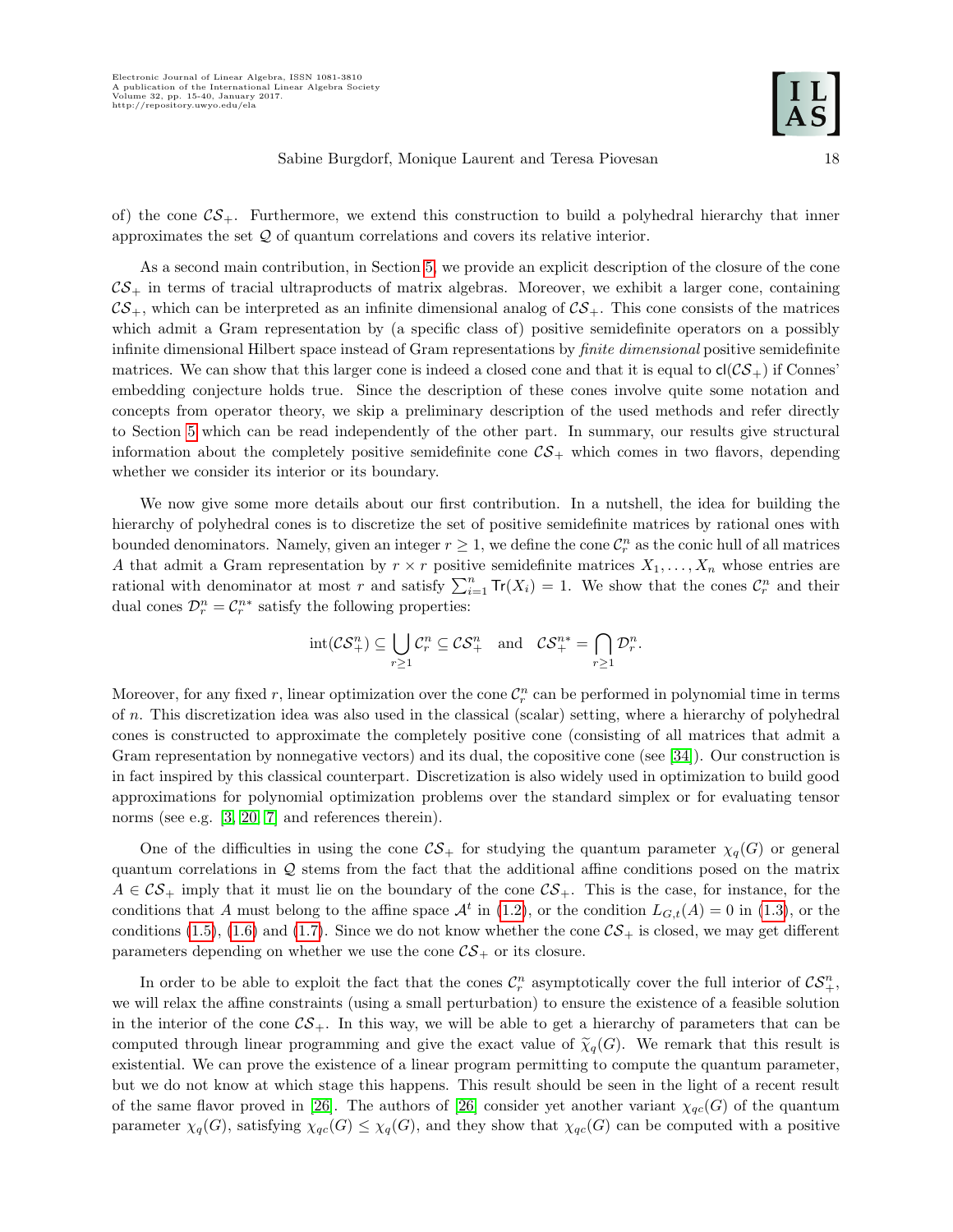of) the cone $\mathcal{CS}_+$. Furthermore, we extend this construction to build a polyhedral hierarchy that inner approximates the set $\mathcal{Q}$ of quantum correlations and covers its relative interior.

As a second main contribution, in Section 5, we provide an explicit description of the closure of the cone $\mathcal{CS}_+$ in terms of tracial ultraproducts of matrix algebras. Moreover, we exhibit a larger cone, containing $\mathcal{CS}_+$, which can be interpreted as an infinite dimensional analog of $\mathcal{CS}_+$. This cone consists of the matrices which admit a Gram representation by (a specific class of) positive semidefinite operators on a possibly infinite dimensional Hilbert space instead of Gram representations by *finite dimensional* positive semidefinite matrices. We can show that this larger cone is indeed a closed cone and that it is equal to $\mathsf{cl}(\mathcal{CS}_+)$ if Connes' embedding conjecture holds true. Since the description of these cones involve quite some notation and concepts from operator theory, we skip a preliminary description of the used methods and refer directly to Section 5 which can be read independently of the other part. In summary, our results give structural information about the completely positive semidefinite cone $\mathcal{CS}_+$ which comes in two flavors, depending whether we consider its interior or its boundary.

We now give some more details about our first contribution. In a nutshell, the idea for building the hierarchy of polyhedral cones is to discretize the set of positive semidefinite matrices by rational ones with bounded denominators. Namely, given an integer $r \geq 1$, we define the cone $\mathcal{C}_r^n$ as the conic hull of all matrices $A$ that admit a Gram representation by $r \times r$ positive semidefinite matrices $X_1, \ldots, X_n$ whose entries are rational with denominator at most $r$ and satisfy $\sum_{i=1}^n \mathsf{Tr}(X_i) = 1$. We show that the cones $\mathcal{C}_r^n$ and their dual cones $\mathcal{D}_r^n = \mathcal{C}_r^{n*}$ satisfy the following properties:

$$\text{int}(\mathcal{CS}_+^n) \subseteq \bigcup_{r \geq 1} \mathcal{C}_r^n \subseteq \mathcal{CS}_+^n \quad \text{and} \quad \mathcal{CS}_+^{n*} = \bigcap_{r \geq 1} \mathcal{D}_r^n.$$

Moreover, for any fixed $r$, linear optimization over the cone $\mathcal{C}_r^n$ can be performed in polynomial time in terms of $n$. This discretization idea was also used in the classical (scalar) setting, where a hierarchy of polyhedral cones is constructed to approximate the completely positive cone (consisting of all matrices that admit a Gram representation by nonnegative vectors) and its dual, the copositive cone (see [34]). Our construction is in fact inspired by this classical counterpart. Discretization is also widely used in optimization to build good approximations for polynomial optimization problems over the standard simplex or for evaluating tensor norms (see e.g. [3, 20, 7] and references therein).

One of the difficulties in using the cone $\mathcal{CS}_+$ for studying the quantum parameter $\chi_q(G)$ or general quantum correlations in $\mathcal{Q}$ stems from the fact that the additional affine conditions posed on the matrix $A \in \mathcal{CS}_+$ imply that it must lie on the boundary of the cone $\mathcal{CS}_+$. This is the case, for instance, for the conditions that $A$ must belong to the affine space $\mathcal{A}^t$ in (1.2), or the condition $L_{G,t}(A) = 0$ in (1.3), or the conditions (1.5), (1.6) and (1.7). Since we do not know whether the cone $\mathcal{CS}_+$ is closed, we may get different parameters depending on whether we use the cone $\mathcal{CS}_+$ or its closure.

In order to be able to exploit the fact that the cones $\mathcal{C}_r^n$ asymptotically cover the full interior of $\mathcal{CS}_+^n$, we will relax the affine constraints (using a small perturbation) to ensure the existence of a feasible solution in the interior of the cone $\mathcal{CS}_+$. In this way, we will be able to get a hierarchy of parameters that can be computed through linear programming and give the exact value of $\widetilde{\chi}_q(G)$. We remark that this result is existential. We can prove the existence of a linear program permitting to compute the quantum parameter, but we do not know at which stage this happens. This result should be seen in the light of a recent result of the same flavor proved in [26]. The authors of [26] consider yet another variant $\chi_{qc}(G)$ of the quantum parameter $\chi_q(G)$, satisfying $\chi_{qc}(G) \leq \chi_q(G)$, and they show that $\chi_{qc}(G)$ can be computed with a positive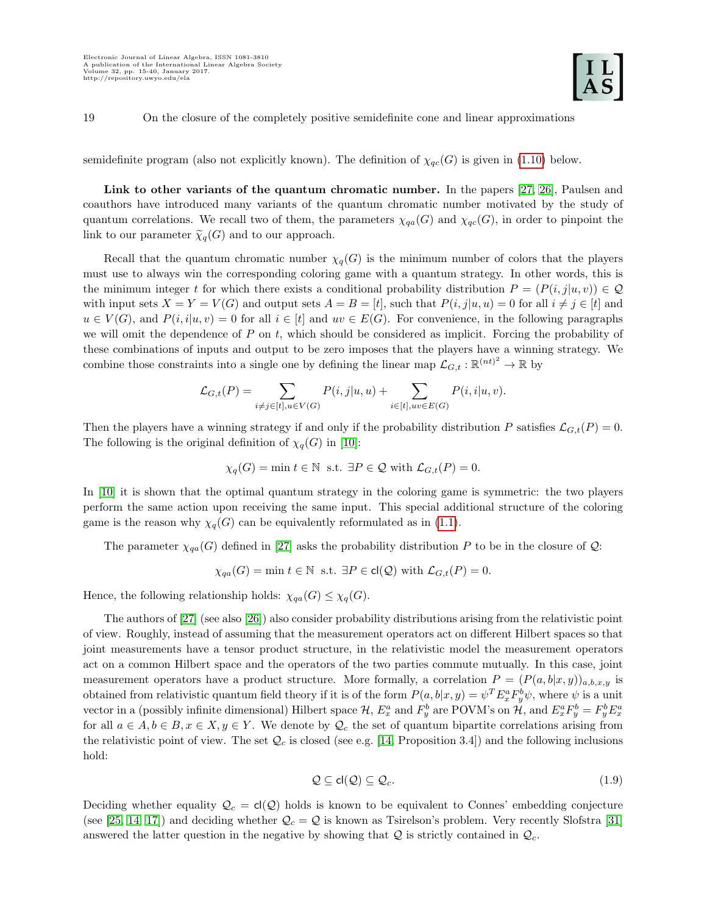semidefinite program (also not explicitly known). The definition of $\chi_{qc}(G)$ is given in (1.10) below.

**Link to other variants of the quantum chromatic number.** In the papers [27, 26], Paulsen and coauthors have introduced many variants of the quantum chromatic number motivated by the study of quantum correlations. We recall two of them, the parameters $\chi_{qa}(G)$ and $\chi_{qc}(G)$, in order to pinpoint the link to our parameter $\widetilde{\chi}_q(G)$ and to our approach.

Recall that the quantum chromatic number $\chi_q(G)$ is the minimum number of colors that the players must use to always win the corresponding coloring game with a quantum strategy. In other words, this is the minimum integer $t$ for which there exists a conditional probability distribution $P = (P(i,j|u,v)) \in \mathcal{Q}$ with input sets $X = Y = V(G)$ and output sets $A = B = [t]$, such that $P(i,j|u,u) = 0$ for all $i \neq j \in [t]$ and $u \in V(G)$, and $P(i,i|u,v) = 0$ for all $i \in [t]$ and $uv \in E(G)$. For convenience, in the following paragraphs we will omit the dependence of $P$ on $t$, which should be considered as implicit. Forcing the probability of these combinations of inputs and output to be zero imposes that the players have a winning strategy. We combine those constraints into a single one by defining the linear map $\mathcal{L}_{G,t} : \mathbb{R}^{(nt)^2} \to \mathbb{R}$ by

$$\mathcal{L}_{G,t}(P) = \sum_{i \neq j \in [t], u \in V(G)} P(i,j|u,u) + \sum_{i \in [t], uv \in E(G)} P(i,i|u,v).$$

Then the players have a winning strategy if and only if the probability distribution $P$ satisfies $\mathcal{L}_{G,t}(P) = 0$. The following is the original definition of $\chi_q(G)$ in [10]:

$$\chi_q(G) = \min t \in \mathbb{N} \ \text{ s.t. } \exists P \in \mathcal{Q} \text{ with } \mathcal{L}_{G,t}(P) = 0.$$

In [10] it is shown that the optimal quantum strategy in the coloring game is symmetric: the two players perform the same action upon receiving the same input. This special additional structure of the coloring game is the reason why $\chi_q(G)$ can be equivalently reformulated as in (1.1).

The parameter $\chi_{qa}(G)$ defined in [27] asks the probability distribution $P$ to be in the closure of $\mathcal{Q}$:

$$\chi_{qa}(G) = \min t \in \mathbb{N} \ \text{ s.t. } \exists P \in \mathsf{cl}(\mathcal{Q}) \text{ with } \mathcal{L}_{G,t}(P) = 0.$$

Hence, the following relationship holds: $\chi_{qa}(G) \leq \chi_q(G)$.

The authors of [27] (see also [26]) also consider probability distributions arising from the relativistic point of view. Roughly, instead of assuming that the measurement operators act on different Hilbert spaces so that joint measurements have a tensor product structure, in the relativistic model the measurement operators act on a common Hilbert space and the operators of the two parties commute mutually. In this case, joint measurement operators have a product structure. More formally, a correlation $P = (P(a,b|x,y))_{a,b,x,y}$ is obtained from relativistic quantum field theory if it is of the form $P(a,b|x,y) = \psi^T E_x^a F_y^b \psi$, where $\psi$ is a unit vector in a (possibly infinite dimensional) Hilbert space $\mathcal{H}$, $E_x^a$ and $F_y^b$ are POVM's on $\mathcal{H}$, and $E_x^a F_y^b = F_y^b E_x^a$ for all $a \in A, b \in B, x \in X, y \in Y$. We denote by $\mathcal{Q}_c$ the set of quantum bipartite correlations arising from the relativistic point of view. The set $\mathcal{Q}_c$ is closed (see e.g. [14, Proposition 3.4]) and the following inclusions hold:

$$\mathcal{Q} \subseteq \mathsf{cl}(\mathcal{Q}) \subseteq \mathcal{Q}_c. \tag{1.9}$$

Deciding whether equality $\mathcal{Q}_c = \mathsf{cl}(\mathcal{Q})$ holds is known to be equivalent to Connes' embedding conjecture (see [25, 14, 17]) and deciding whether $\mathcal{Q}_c = \mathcal{Q}$ is known as Tsirelson's problem. Very recently Slofstra [31] answered the latter question in the negative by showing that $\mathcal{Q}$ is strictly contained in $\mathcal{Q}_c$.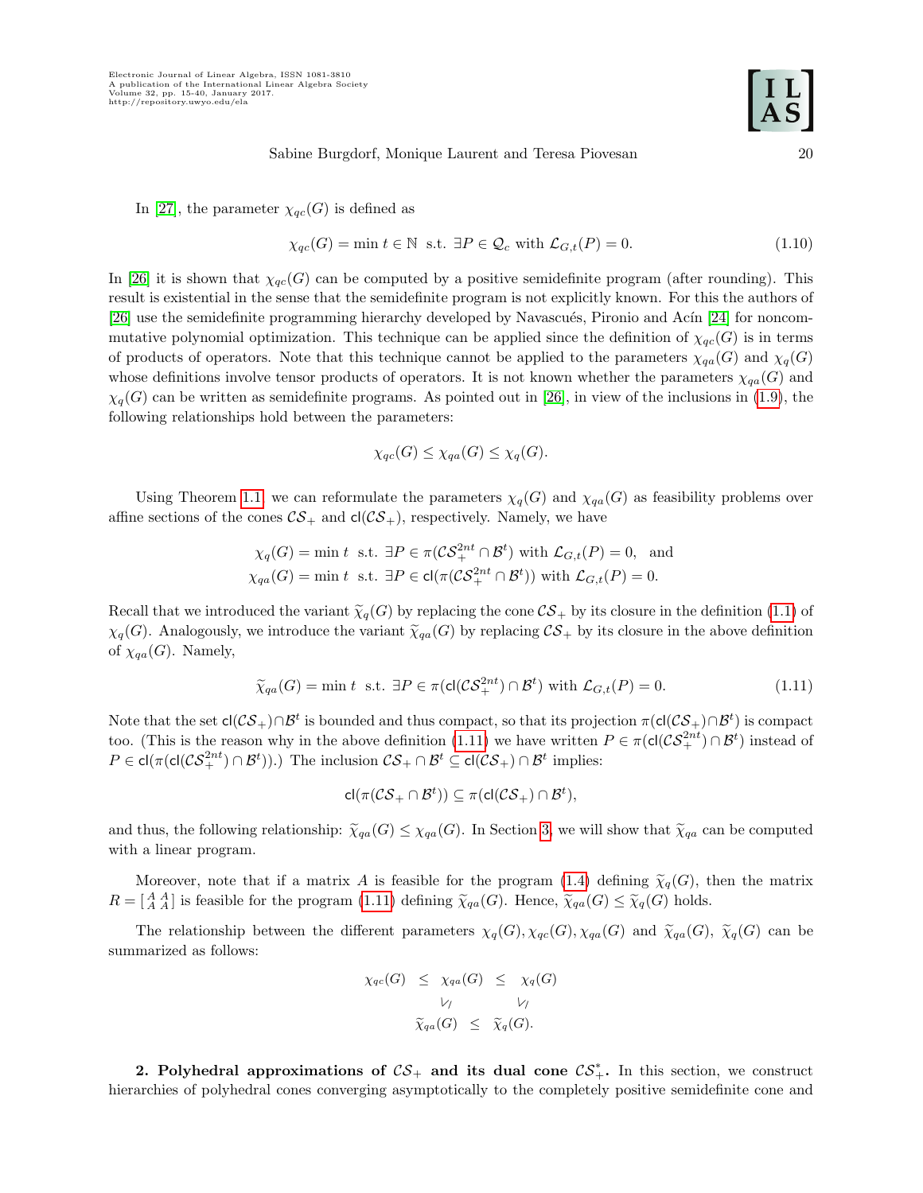In [27], the parameter $\chi_{qc}(G)$ is defined as

$$\chi_{qc}(G) = \min t \in \mathbb{N} \text{ s.t. } \exists P \in \mathcal{Q}_c \text{ with } \mathcal{L}_{G,t}(P) = 0. \tag{1.10}$$

In [26] it is shown that $\chi_{qc}(G)$ can be computed by a positive semidefinite program (after rounding). This result is existential in the sense that the semidefinite program is not explicitly known. For this the authors of [26] use the semidefinite programming hierarchy developed by Navascués, Pironio and Acín [24] for noncommutative polynomial optimization. This technique can be applied since the definition of $\chi_{qc}(G)$ is in terms of products of operators. Note that this technique cannot be applied to the parameters $\chi_{qa}(G)$ and $\chi_q(G)$ whose definitions involve tensor products of operators. It is not known whether the parameters $\chi_{qa}(G)$ and $\chi_q(G)$ can be written as semidefinite programs. As pointed out in [26], in view of the inclusions in (1.9), the following relationships hold between the parameters:

$$\chi_{qc}(G) \leq \chi_{qa}(G) \leq \chi_q(G).$$

Using Theorem 1.1 we can reformulate the parameters $\chi_q(G)$ and $\chi_{qa}(G)$ as feasibility problems over affine sections of the cones $\mathcal{CS}_+$ and $\mathsf{cl}(\mathcal{CS}_+)$, respectively. Namely, we have

$$\chi_q(G) = \min t \text{ s.t. } \exists P \in \pi(\mathcal{CS}_+^{2nt} \cap \mathcal{B}^t) \text{ with } \mathcal{L}_{G,t}(P) = 0, \text{ and}$$
$$\chi_{qa}(G) = \min t \text{ s.t. } \exists P \in \mathsf{cl}(\pi(\mathcal{CS}_+^{2nt} \cap \mathcal{B}^t)) \text{ with } \mathcal{L}_{G,t}(P) = 0.$$

Recall that we introduced the variant $\widetilde{\chi}_q(G)$ by replacing the cone $\mathcal{CS}_+$ by its closure in the definition (1.1) of $\chi_q(G)$. Analogously, we introduce the variant $\widetilde{\chi}_{qa}(G)$ by replacing $\mathcal{CS}_+$ by its closure in the above definition of $\chi_{qa}(G)$. Namely,

$$\widetilde{\chi}_{qa}(G) = \min t \text{ s.t. } \exists P \in \pi(\mathsf{cl}(\mathcal{CS}_+^{2nt}) \cap \mathcal{B}^t) \text{ with } \mathcal{L}_{G,t}(P) = 0. \tag{1.11}$$

Note that the set $\mathsf{cl}(\mathcal{CS}_+) \cap \mathcal{B}^t$ is bounded and thus compact, so that its projection $\pi(\mathsf{cl}(\mathcal{CS}_+) \cap \mathcal{B}^t)$ is compact too. (This is the reason why in the above definition (1.11) we have written $P \in \pi(\mathsf{cl}(\mathcal{CS}_+^{2nt}) \cap \mathcal{B}^t)$ instead of $P \in \mathsf{cl}(\pi(\mathsf{cl}(\mathcal{CS}_+^{2nt}) \cap \mathcal{B}^t))$.) The inclusion $\mathcal{CS}_+ \cap \mathcal{B}^t \subseteq \mathsf{cl}(\mathcal{CS}_+) \cap \mathcal{B}^t$ implies:

$$\mathsf{cl}(\pi(\mathcal{CS}_+ \cap \mathcal{B}^t)) \subseteq \pi(\mathsf{cl}(\mathcal{CS}_+) \cap \mathcal{B}^t),$$

and thus, the following relationship: $\widetilde{\chi}_{qa}(G) \leq \chi_{qa}(G)$. In Section 3, we will show that $\widetilde{\chi}_{qa}$ can be computed with a linear program.

Moreover, note that if a matrix $A$ is feasible for the program (1.4) defining $\widetilde{\chi}_q(G)$, then the matrix $R = \left[\begin{smallmatrix} A & A \\ A & A \end{smallmatrix}\right]$ is feasible for the program (1.11) defining $\widetilde{\chi}_{qa}(G)$. Hence, $\widetilde{\chi}_{qa}(G) \leq \widetilde{\chi}_q(G)$ holds.

The relationship between the different parameters $\chi_q(G), \chi_{qc}(G), \chi_{qa}(G)$ and $\widetilde{\chi}_{qa}(G)$, $\widetilde{\chi}_q(G)$ can be summarized as follows:

$$\begin{array}{ccccc}
\chi_{qc}(G) & \leq & \chi_{qa}(G) & \leq & \chi_q(G) \\
 & & \rotatebox{90}{$\leq$} & & \rotatebox{90}{$\leq$} \\
 & & \widetilde{\chi}_{qa}(G) & \leq & \widetilde{\chi}_q(G).
\end{array}$$

**2. Polyhedral approximations of $\mathcal{CS}_+$ and its dual cone $\mathcal{CS}_+^*$.** In this section, we construct hierarchies of polyhedral cones converging asymptotically to the completely positive semidefinite cone and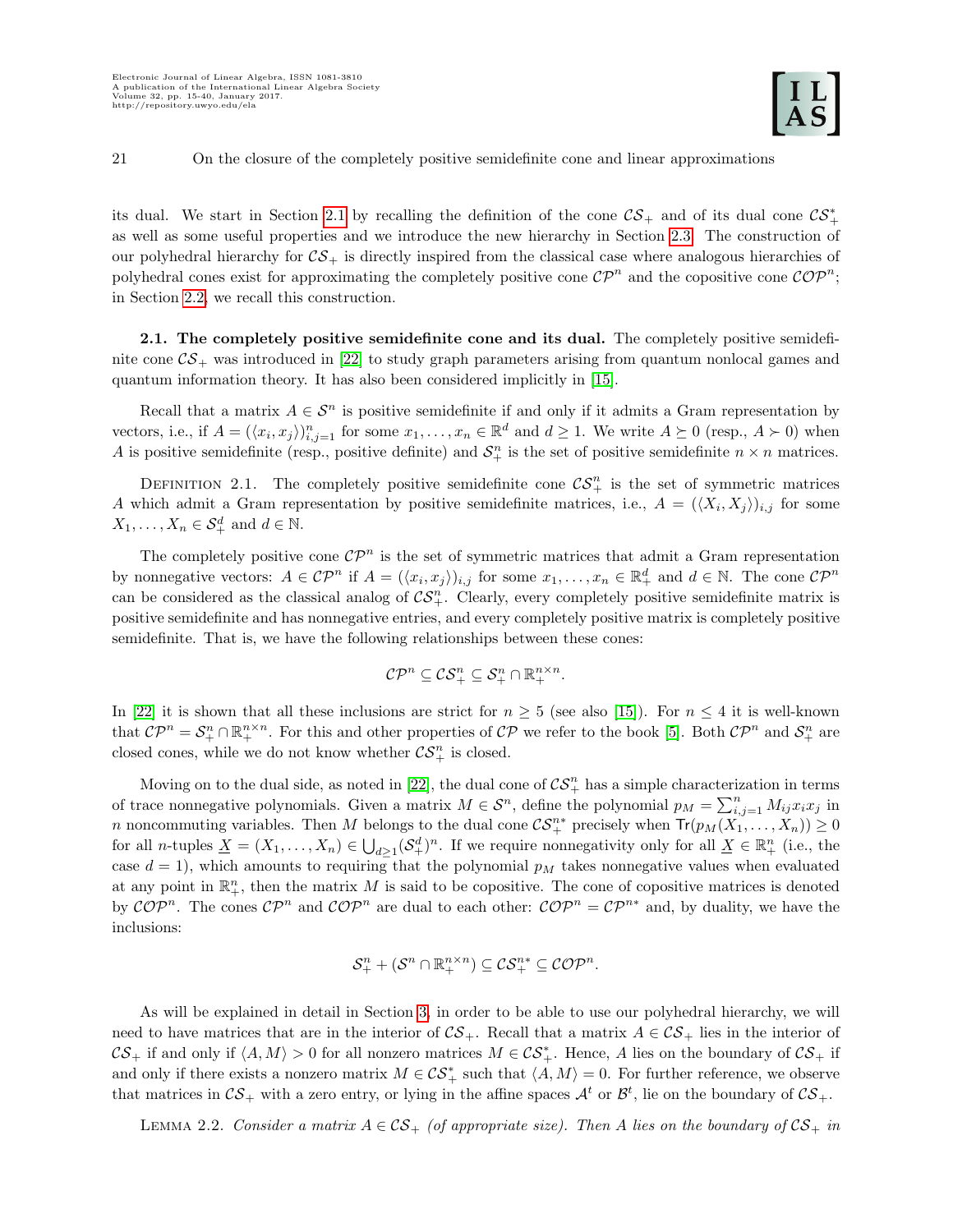its dual. We start in Section 2.1 by recalling the definition of the cone $\mathcal{CS}_+$ and of its dual cone $\mathcal{CS}_+^*$ as well as some useful properties and we introduce the new hierarchy in Section 2.3. The construction of our polyhedral hierarchy for $\mathcal{CS}_+$ is directly inspired from the classical case where analogous hierarchies of polyhedral cones exist for approximating the completely positive cone $\mathcal{CP}^n$ and the copositive cone $\mathcal{COP}^n$; in Section 2.2, we recall this construction.

**2.1. The completely positive semidefinite cone and its dual.** The completely positive semidefinite cone $\mathcal{CS}_+$ was introduced in [22] to study graph parameters arising from quantum nonlocal games and quantum information theory. It has also been considered implicitly in [15].

Recall that a matrix $A \in \mathcal{S}^n$ is positive semidefinite if and only if it admits a Gram representation by vectors, i.e., if $A = (\langle x_i, x_j \rangle)_{i,j=1}^n$ for some $x_1, \ldots, x_n \in \mathbb{R}^d$ and $d \geq 1$. We write $A \succeq 0$ (resp., $A \succ 0$) when $A$ is positive semidefinite (resp., positive definite) and $\mathcal{S}_+^n$ is the set of positive semidefinite $n \times n$ matrices.

Definition 2.1. The completely positive semidefinite cone $\mathcal{CS}_+^n$ is the set of symmetric matrices $A$ which admit a Gram representation by positive semidefinite matrices, i.e., $A = (\langle X_i, X_j \rangle)_{i,j}$ for some $X_1, \ldots, X_n \in \mathcal{S}_+^d$ and $d \in \mathbb{N}$.

The completely positive cone $\mathcal{CP}^n$ is the set of symmetric matrices that admit a Gram representation by nonnegative vectors: $A \in \mathcal{CP}^n$ if $A = (\langle x_i, x_j \rangle)_{i,j}$ for some $x_1, \ldots, x_n \in \mathbb{R}_+^d$ and $d \in \mathbb{N}$. The cone $\mathcal{CP}^n$ can be considered as the classical analog of $\mathcal{CS}_+^n$. Clearly, every completely positive semidefinite matrix is positive semidefinite and has nonnegative entries, and every completely positive matrix is completely positive semidefinite. That is, we have the following relationships between these cones:

$$\mathcal{CP}^n \subseteq \mathcal{CS}_+^n \subseteq \mathcal{S}_+^n \cap \mathbb{R}_+^{n \times n}.$$

In [22] it is shown that all these inclusions are strict for $n \geq 5$ (see also [15]). For $n \leq 4$ it is well-known that $\mathcal{CP}^n = \mathcal{S}_+^n \cap \mathbb{R}_+^{n \times n}$. For this and other properties of $\mathcal{CP}$ we refer to the book [5]. Both $\mathcal{CP}^n$ and $\mathcal{S}_+^n$ are closed cones, while we do not know whether $\mathcal{CS}_+^n$ is closed.

Moving on to the dual side, as noted in [22], the dual cone of $\mathcal{CS}_+^n$ has a simple characterization in terms of trace nonnegative polynomials. Given a matrix $M \in \mathcal{S}^n$, define the polynomial $p_M = \sum_{i,j=1}^n M_{ij} x_i x_j$ in $n$ noncommuting variables. Then $M$ belongs to the dual cone $\mathcal{CS}_+^{n*}$ precisely when $\mathsf{Tr}(p_M(X_1, \ldots, X_n)) \geq 0$ for all $n$-tuples $\underline{X} = (X_1, \ldots, X_n) \in \bigcup_{d \geq 1} (\mathcal{S}_+^d)^n$. If we require nonnegativity only for all $\underline{X} \in \mathbb{R}_+^n$ (i.e., the case $d = 1$), which amounts to requiring that the polynomial $p_M$ takes nonnegative values when evaluated at any point in $\mathbb{R}_+^n$, then the matrix $M$ is said to be copositive. The cone of copositive matrices is denoted by $\mathcal{COP}^n$. The cones $\mathcal{CP}^n$ and $\mathcal{COP}^n$ are dual to each other: $\mathcal{COP}^n = \mathcal{CP}^{n*}$ and, by duality, we have the inclusions:

$$\mathcal{S}_+^n + (\mathcal{S}^n \cap \mathbb{R}_+^{n \times n}) \subseteq \mathcal{CS}_+^{n*} \subseteq \mathcal{COP}^n.$$

As will be explained in detail in Section 3, in order to be able to use our polyhedral hierarchy, we will need to have matrices that are in the interior of $\mathcal{CS}_+$. Recall that a matrix $A \in \mathcal{CS}_+$ lies in the interior of $\mathcal{CS}_+$ if and only if $\langle A, M \rangle > 0$ for all nonzero matrices $M \in \mathcal{CS}_+^*$. Hence, $A$ lies on the boundary of $\mathcal{CS}_+$ if and only if there exists a nonzero matrix $M \in \mathcal{CS}_+^*$ such that $\langle A, M \rangle = 0$. For further reference, we observe that matrices in $\mathcal{CS}_+$ with a zero entry, or lying in the affine spaces $\mathcal{A}^t$ or $\mathcal{B}^t$, lie on the boundary of $\mathcal{CS}_+$.

Lemma 2.2. *Consider a matrix $A \in \mathcal{CS}_+$ (of appropriate size). Then $A$ lies on the boundary of $\mathcal{CS}_+$ in*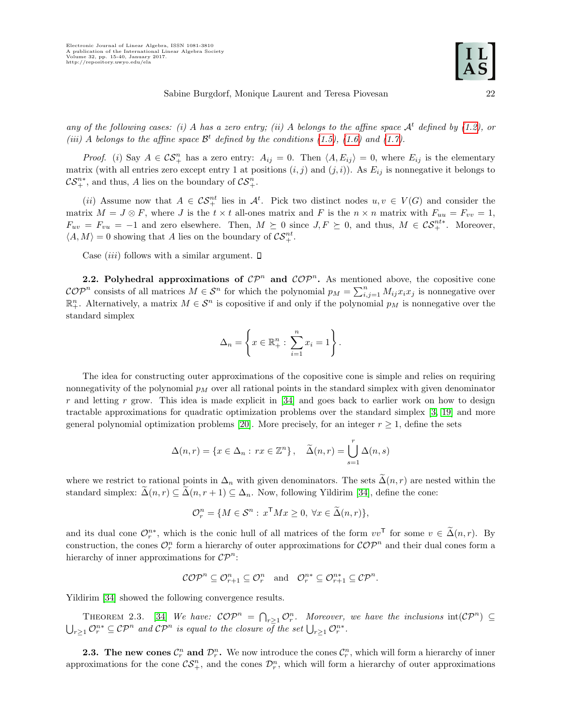*any of the following cases: (i) A has a zero entry; (ii) A belongs to the affine space $\mathcal{A}^t$ defined by (1.2), or (iii) A belongs to the affine space $\mathcal{B}^t$ defined by the conditions (1.5), (1.6) and (1.7).*

*Proof.* (*i*) Say $A \in \mathcal{CS}_+^n$ has a zero entry: $A_{ij} = 0$. Then $\langle A, E_{ij}\rangle = 0$, where $E_{ij}$ is the elementary matrix (with all entries zero except entry 1 at positions $(i,j)$ and $(j,i)$). As $E_{ij}$ is nonnegative it belongs to $\mathcal{CS}_+^{n*}$, and thus, $A$ lies on the boundary of $\mathcal{CS}_+^n$.

(*ii*) Assume now that $A \in \mathcal{CS}_+^{nt}$ lies in $\mathcal{A}^t$. Pick two distinct nodes $u, v \in V(G)$ and consider the matrix $M = J \otimes F$, where $J$ is the $t \times t$ all-ones matrix and $F$ is the $n \times n$ matrix with $F_{uu} = F_{vv} = 1$, $F_{uv} = F_{vu} = -1$ and zero elsewhere. Then, $M \succeq 0$ since $J, F \succeq 0$, and thus, $M \in \mathcal{CS}_+^{nt*}$. Moreover, $\langle A, M\rangle = 0$ showing that $A$ lies on the boundary of $\mathcal{CS}_+^{nt}$.

Case (*iii*) follows with a similar argument. $\square$

**2.2. Polyhedral approximations of $\mathcal{CP}^n$ and $\mathcal{COP}^n$.** As mentioned above, the copositive cone $\mathcal{COP}^n$ consists of all matrices $M \in \mathcal{S}^n$ for which the polynomial $p_M = \sum_{i,j=1}^n M_{ij}x_ix_j$ is nonnegative over $\mathbb{R}_+^n$. Alternatively, a matrix $M \in \mathcal{S}^n$ is copositive if and only if the polynomial $p_M$ is nonnegative over the standard simplex

$$\Delta_n = \left\{ x \in \mathbb{R}_+^n : \sum_{i=1}^n x_i = 1 \right\}.$$

The idea for constructing outer approximations of the copositive cone is simple and relies on requiring nonnegativity of the polynomial $p_M$ over all rational points in the standard simplex with given denominator $r$ and letting $r$ grow. This idea is made explicit in [34] and goes back to earlier work on how to design tractable approximations for quadratic optimization problems over the standard simplex [3, 19] and more general polynomial optimization problems [20]. More precisely, for an integer $r \geq 1$, define the sets

$$\Delta(n,r) = \{x \in \Delta_n : rx \in \mathbb{Z}^n\}, \quad \widetilde{\Delta}(n,r) = \bigcup_{s=1}^r \Delta(n,s)$$

where we restrict to rational points in $\Delta_n$ with given denominators. The sets $\widetilde{\Delta}(n,r)$ are nested within the standard simplex: $\widetilde{\Delta}(n,r) \subseteq \widetilde{\Delta}(n,r+1) \subseteq \Delta_n$. Now, following Yildirim [34], define the cone:

$$\mathcal{O}_r^n = \{M \in \mathcal{S}^n : x^\mathsf{T} M x \geq 0, \ \forall x \in \widetilde{\Delta}(n,r)\},$$

and its dual cone $\mathcal{O}_r^{n*}$, which is the conic hull of all matrices of the form $vv^\mathsf{T}$ for some $v \in \widetilde{\Delta}(n,r)$. By construction, the cones $\mathcal{O}_r^n$ form a hierarchy of outer approximations for $\mathcal{COP}^n$ and their dual cones form a hierarchy of inner approximations for $\mathcal{CP}^n$:

$$\mathcal{COP}^n \subseteq \mathcal{O}_{r+1}^n \subseteq \mathcal{O}_r^n \quad \text{and} \quad \mathcal{O}_r^{n*} \subseteq \mathcal{O}_{r+1}^{n*} \subseteq \mathcal{CP}^n.$$

Yildirim [34] showed the following convergence results.

THEOREM 2.3. [34] *We have: $\mathcal{COP}^n = \bigcap_{r\geq 1} \mathcal{O}_r^n$. Moreover, we have the inclusions $\operatorname{int}(\mathcal{CP}^n) \subseteq \bigcup_{r\geq 1} \mathcal{O}_r^{n*} \subseteq \mathcal{CP}^n$ and $\mathcal{CP}^n$ is equal to the closure of the set $\bigcup_{r\geq 1} \mathcal{O}_r^{n*}$.*

**2.3. The new cones $\mathcal{C}_r^n$ and $\mathcal{D}_r^n$.** We now introduce the cones $\mathcal{C}_r^n$, which will form a hierarchy of inner approximations for the cone $\mathcal{CS}_+^n$, and the cones $\mathcal{D}_r^n$, which will form a hierarchy of outer approximations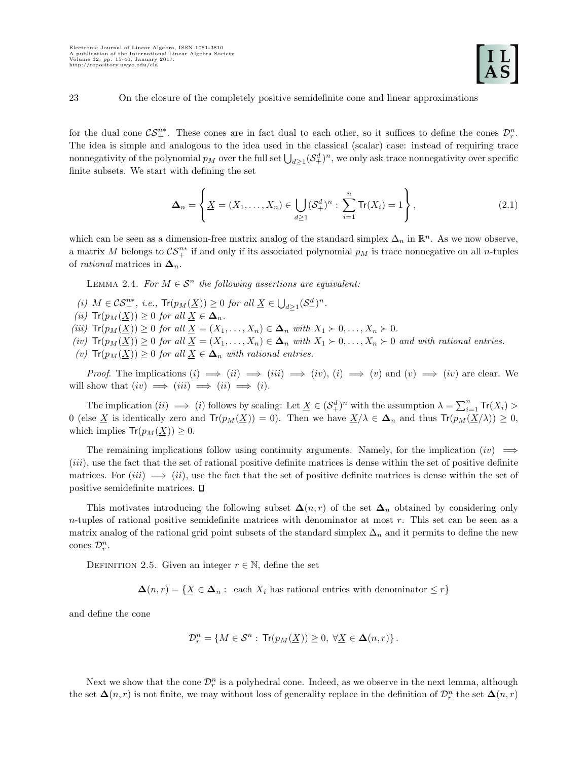for the dual cone $\mathcal{CS}_+^{n*}$. These cones are in fact dual to each other, so it suffices to define the cones $\mathcal{D}_r^n$. The idea is simple and analogous to the idea used in the classical (scalar) case: instead of requiring trace nonnegativity of the polynomial $p_M$ over the full set $\bigcup_{d\geq 1}(\mathcal{S}_+^d)^n$, we only ask trace nonnegativity over specific finite subsets. We start with defining the set

$$\mathbf{\Delta}_n = \left\{ \underline{X} = (X_1, \ldots, X_n) \in \bigcup_{d\geq 1} (\mathcal{S}_+^d)^n : \sum_{i=1}^n \mathsf{Tr}(X_i) = 1 \right\}, \tag{2.1}$$

which can be seen as a dimension-free matrix analog of the standard simplex $\Delta_n$ in $\mathbb{R}^n$. As we now observe, a matrix $M$ belongs to $\mathcal{CS}_+^{n*}$ if and only if its associated polynomial $p_M$ is trace nonnegative on all $n$-tuples of *rational* matrices in $\mathbf{\Delta}_n$.

Lemma 2.4. *For $M \in \mathcal{S}^n$ the following assertions are equivalent:*

*(i) $M \in \mathcal{CS}_+^{n*}$, i.e., $\mathsf{Tr}(p_M(\underline{X})) \geq 0$ for all $\underline{X} \in \bigcup_{d\geq 1}(\mathcal{S}_+^d)^n$.*
*(ii) $\mathsf{Tr}(p_M(\underline{X})) \geq 0$ for all $\underline{X} \in \mathbf{\Delta}_n$.*
*(iii) $\mathsf{Tr}(p_M(\underline{X})) \geq 0$ for all $\underline{X} = (X_1, \ldots, X_n) \in \mathbf{\Delta}_n$ with $X_1 \succ 0, \ldots, X_n \succ 0$.*
*(iv) $\mathsf{Tr}(p_M(\underline{X})) \geq 0$ for all $\underline{X} = (X_1, \ldots, X_n) \in \mathbf{\Delta}_n$ with $X_1 \succ 0, \ldots, X_n \succ 0$ and with rational entries.*
*(v) $\mathsf{Tr}(p_M(\underline{X})) \geq 0$ for all $\underline{X} \in \mathbf{\Delta}_n$ with rational entries.*

*Proof.* The implications $(i) \implies (ii) \implies (iii) \implies (iv)$, $(i) \implies (v)$ and $(v) \implies (iv)$ are clear. We will show that $(iv) \implies (iii) \implies (ii) \implies (i)$.

The implication $(ii) \implies (i)$ follows by scaling: Let $\underline{X} \in (\mathcal{S}_+^d)^n$ with the assumption $\lambda = \sum_{i=1}^n \mathsf{Tr}(X_i) > 0$ (else $\underline{X}$ is identically zero and $\mathsf{Tr}(p_M(\underline{X})) = 0$). Then we have $\underline{X}/\lambda \in \mathbf{\Delta}_n$ and thus $\mathsf{Tr}(p_M(\underline{X}/\lambda)) \geq 0$, which implies $\mathsf{Tr}(p_M(\underline{X})) \geq 0$.

The remaining implications follow using continuity arguments. Namely, for the implication $(iv) \implies (iii)$, use the fact that the set of rational positive definite matrices is dense within the set of positive definite matrices. For $(iii) \implies (ii)$, use the fact that the set of positive definite matrices is dense within the set of positive semidefinite matrices. ◻

This motivates introducing the following subset $\mathbf{\Delta}(n, r)$ of the set $\mathbf{\Delta}_n$ obtained by considering only $n$-tuples of rational positive semidefinite matrices with denominator at most $r$. This set can be seen as a matrix analog of the rational grid point subsets of the standard simplex $\Delta_n$ and it permits to define the new cones $\mathcal{D}_r^n$.

Definition 2.5. Given an integer $r \in \mathbb{N}$, define the set

$$\mathbf{\Delta}(n, r) = \{\underline{X} \in \mathbf{\Delta}_n : \text{ each } X_i \text{ has rational entries with denominator} \leq r\}$$

and define the cone

$$\mathcal{D}_r^n = \{M \in \mathcal{S}^n : \mathsf{Tr}(p_M(\underline{X})) \geq 0, \ \forall \underline{X} \in \mathbf{\Delta}(n, r)\}.$$

Next we show that the cone $\mathcal{D}_r^n$ is a polyhedral cone. Indeed, as we observe in the next lemma, although the set $\mathbf{\Delta}(n, r)$ is not finite, we may without loss of generality replace in the definition of $\mathcal{D}_r^n$ the set $\mathbf{\Delta}(n, r)$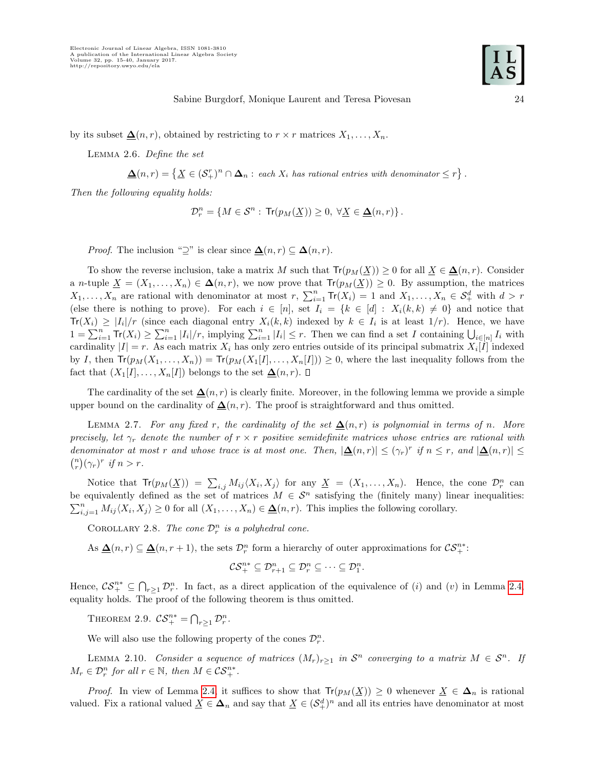by its subset $\underline{\mathbf{\Delta}}(n,r)$, obtained by restricting to $r \times r$ matrices $X_1, \ldots, X_n$.

LEMMA 2.6. *Define the set*

$$\underline{\mathbf{\Delta}}(n,r) = \left\{ \underline{X} \in (\mathcal{S}_+^r)^n \cap \mathbf{\Delta}_n : \text{ each } X_i \text{ has rational entries with denominator} \leq r \right\}.$$

*Then the following equality holds:*

$$\mathcal{D}_r^n = \{ M \in \mathcal{S}^n : \mathsf{Tr}(p_M(\underline{X})) \geq 0, \ \forall \underline{X} \in \underline{\mathbf{\Delta}}(n,r) \}.$$

*Proof.* The inclusion "$\supseteq$" is clear since $\underline{\mathbf{\Delta}}(n,r) \subseteq \mathbf{\Delta}(n,r)$.

To show the reverse inclusion, take a matrix $M$ such that $\mathsf{Tr}(p_M(\underline{X})) \geq 0$ for all $\underline{X} \in \underline{\mathbf{\Delta}}(n,r)$. Consider a $n$-tuple $\underline{X} = (X_1, \ldots, X_n) \in \mathbf{\Delta}(n,r)$, we now prove that $\mathsf{Tr}(p_M(\underline{X})) \geq 0$. By assumption, the matrices $X_1, \ldots, X_n$ are rational with denominator at most $r$, $\sum_{i=1}^n \mathsf{Tr}(X_i) = 1$ and $X_1, \ldots, X_n \in \mathcal{S}_+^d$ with $d > r$ (else there is nothing to prove). For each $i \in [n]$, set $I_i = \{k \in [d] : X_i(k,k) \neq 0\}$ and notice that $\mathsf{Tr}(X_i) \geq |I_i|/r$ (since each diagonal entry $X_i(k,k)$ indexed by $k \in I_i$ is at least $1/r$). Hence, we have $1 = \sum_{i=1}^n \mathsf{Tr}(X_i) \geq \sum_{i=1}^n |I_i|/r$, implying $\sum_{i=1}^n |I_i| \leq r$. Then we can find a set $I$ containing $\bigcup_{i \in [n]} I_i$ with cardinality $|I| = r$. As each matrix $X_i$ has only zero entries outside of its principal submatrix $X_i[I]$ indexed by $I$, then $\mathsf{Tr}(p_M(X_1, \ldots, X_n)) = \mathsf{Tr}(p_M(X_1[I], \ldots, X_n[I])) \geq 0$, where the last inequality follows from the fact that $(X_1[I], \ldots, X_n[I])$ belongs to the set $\underline{\mathbf{\Delta}}(n,r)$. $\square$

The cardinality of the set $\underline{\mathbf{\Delta}}(n,r)$ is clearly finite. Moreover, in the following lemma we provide a simple upper bound on the cardinality of $\underline{\mathbf{\Delta}}(n,r)$. The proof is straightforward and thus omitted.

LEMMA 2.7. *For any fixed $r$, the cardinality of the set $\underline{\mathbf{\Delta}}(n,r)$ is polynomial in terms of $n$. More precisely, let $\gamma_r$ denote the number of $r \times r$ positive semidefinite matrices whose entries are rational with denominator at most $r$ and whose trace is at most one. Then, $|\underline{\mathbf{\Delta}}(n,r)| \leq (\gamma_r)^r$ if $n \leq r$, and $|\underline{\mathbf{\Delta}}(n,r)| \leq \binom{n}{r}(\gamma_r)^r$ if $n > r$.*

Notice that $\mathsf{Tr}(p_M(\underline{X})) = \sum_{i,j} M_{ij} \langle X_i, X_j \rangle$ for any $\underline{X} = (X_1, \ldots, X_n)$. Hence, the cone $\mathcal{D}_r^n$ can be equivalently defined as the set of matrices $M \in \mathcal{S}^n$ satisfying the (finitely many) linear inequalities: $\sum_{i,j=1}^n M_{ij} \langle X_i, X_j \rangle \geq 0$ for all $(X_1, \ldots, X_n) \in \underline{\mathbf{\Delta}}(n,r)$. This implies the following corollary.

COROLLARY 2.8. *The cone $\mathcal{D}_r^n$ is a polyhedral cone.*

As $\underline{\mathbf{\Delta}}(n,r) \subseteq \underline{\mathbf{\Delta}}(n,r+1)$, the sets $\mathcal{D}_r^n$ form a hierarchy of outer approximations for $\mathcal{CS}_+^{n*}$:

$$\mathcal{CS}_+^{n*} \subseteq \mathcal{D}_{r+1}^n \subseteq \mathcal{D}_r^n \subseteq \cdots \subseteq \mathcal{D}_1^n.$$

Hence, $\mathcal{CS}_+^{n*} \subseteq \bigcap_{r \geq 1} \mathcal{D}_r^n$. In fact, as a direct application of the equivalence of $(i)$ and $(v)$ in Lemma 2.4, equality holds. The proof of the following theorem is thus omitted.

THEOREM 2.9. $\mathcal{CS}_+^{n*} = \bigcap_{r \geq 1} \mathcal{D}_r^n$.

We will also use the following property of the cones $\mathcal{D}_r^n$.

LEMMA 2.10. *Consider a sequence of matrices $(M_r)_{r \geq 1}$ in $\mathcal{S}^n$ converging to a matrix $M \in \mathcal{S}^n$. If $M_r \in \mathcal{D}_r^n$ for all $r \in \mathbb{N}$, then $M \in \mathcal{CS}_+^{n*}$.*

*Proof.* In view of Lemma 2.4, it suffices to show that $\mathsf{Tr}(p_M(\underline{X})) \geq 0$ whenever $\underline{X} \in \mathbf{\Delta}_n$ is rational valued. Fix a rational valued $\underline{X} \in \mathbf{\Delta}_n$ and say that $\underline{X} \in (\mathcal{S}_+^d)^n$ and all its entries have denominator at most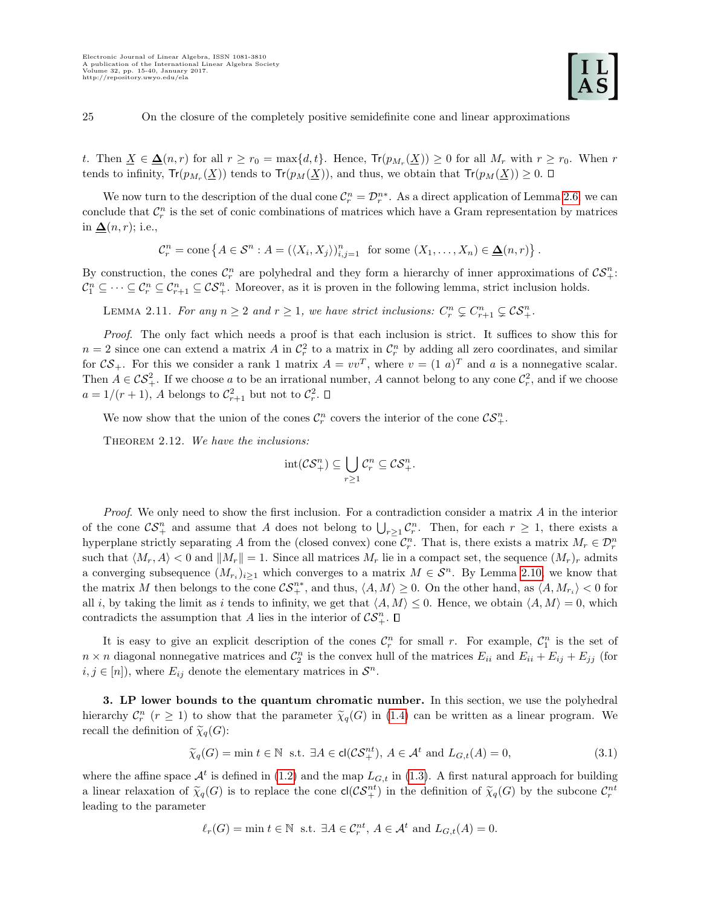$t$. Then $\underline{X} \in \underline{\boldsymbol{\Delta}}(n,r)$ for all $r \geq r_0 = \max\{d,t\}$. Hence, $\mathsf{Tr}(p_{M_r}(\underline{X})) \geq 0$ for all $M_r$ with $r \geq r_0$. When $r$ tends to infinity, $\mathsf{Tr}(p_{M_r}(\underline{X}))$ tends to $\mathsf{Tr}(p_M(\underline{X}))$, and thus, we obtain that $\mathsf{Tr}(p_M(\underline{X})) \geq 0$. □

We now turn to the description of the dual cone $\mathcal{C}_r^n = \mathcal{D}_r^{n*}$. As a direct application of Lemma 2.6, we can conclude that $\mathcal{C}_r^n$ is the set of conic combinations of matrices which have a Gram representation by matrices in $\underline{\boldsymbol{\Delta}}(n,r)$; i.e.,

$$\mathcal{C}_r^n = \operatorname{cone}\left\{A \in \mathcal{S}^n : A = (\langle X_i, X_j \rangle)_{i,j=1}^n \text{ for some } (X_1,\ldots,X_n) \in \underline{\boldsymbol{\Delta}}(n,r)\right\}.$$

By construction, the cones $\mathcal{C}_r^n$ are polyhedral and they form a hierarchy of inner approximations of $\mathcal{CS}_+^n$: $\mathcal{C}_1^n \subseteq \cdots \subseteq \mathcal{C}_r^n \subseteq \mathcal{C}_{r+1}^n \subseteq \mathcal{CS}_+^n$. Moreover, as it is proven in the following lemma, strict inclusion holds.

Lemma 2.11. *For any $n \geq 2$ and $r \geq 1$, we have strict inclusions: $C_r^n \subsetneq C_{r+1}^n \subsetneq \mathcal{CS}_+^n$.*

*Proof.* The only fact which needs a proof is that each inclusion is strict. It suffices to show this for $n = 2$ since one can extend a matrix $A$ in $\mathcal{C}_r^2$ to a matrix in $\mathcal{C}_r^n$ by adding all zero coordinates, and similar for $\mathcal{CS}_+$. For this we consider a rank 1 matrix $A = vv^T$, where $v = (1\ a)^T$ and $a$ is a nonnegative scalar. Then $A \in \mathcal{CS}_+^2$. If we choose $a$ to be an irrational number, $A$ cannot belong to any cone $\mathcal{C}_r^2$, and if we choose $a = 1/(r+1)$, $A$ belongs to $\mathcal{C}_{r+1}^2$ but not to $\mathcal{C}_r^2$. □

We now show that the union of the cones $\mathcal{C}_r^n$ covers the interior of the cone $\mathcal{CS}_+^n$.

Theorem 2.12. *We have the inclusions:*

$$\operatorname{int}(\mathcal{CS}_+^n) \subseteq \bigcup_{r\geq 1} \mathcal{C}_r^n \subseteq \mathcal{CS}_+^n.$$

*Proof.* We only need to show the first inclusion. For a contradiction consider a matrix $A$ in the interior of the cone $\mathcal{CS}_+^n$ and assume that $A$ does not belong to $\bigcup_{r\geq 1} \mathcal{C}_r^n$. Then, for each $r \geq 1$, there exists a hyperplane strictly separating $A$ from the (closed convex) cone $\mathcal{C}_r^n$. That is, there exists a matrix $M_r \in \mathcal{D}_r^n$ such that $\langle M_r, A \rangle < 0$ and $\|M_r\| = 1$. Since all matrices $M_r$ lie in a compact set, the sequence $(M_r)_r$ admits a converging subsequence $(M_{r_i})_{i\geq 1}$ which converges to a matrix $M \in \mathcal{S}^n$. By Lemma 2.10, we know that the matrix $M$ then belongs to the cone $\mathcal{CS}_+^{n*}$, and thus, $\langle A, M \rangle \geq 0$. On the other hand, as $\langle A, M_{r_i} \rangle < 0$ for all $i$, by taking the limit as $i$ tends to infinity, we get that $\langle A, M \rangle \leq 0$. Hence, we obtain $\langle A, M \rangle = 0$, which contradicts the assumption that $A$ lies in the interior of $\mathcal{CS}_+^n$. □

It is easy to give an explicit description of the cones $\mathcal{C}_r^n$ for small $r$. For example, $\mathcal{C}_1^n$ is the set of $n \times n$ diagonal nonnegative matrices and $\mathcal{C}_2^n$ is the convex hull of the matrices $E_{ii}$ and $E_{ii} + E_{ij} + E_{jj}$ (for $i, j \in [n]$), where $E_{ij}$ denote the elementary matrices in $\mathcal{S}^n$.

**3. LP lower bounds to the quantum chromatic number.** In this section, we use the polyhedral hierarchy $\mathcal{C}_r^n$ $(r \geq 1)$ to show that the parameter $\widetilde{\chi}_q(G)$ in (1.4) can be written as a linear program. We recall the definition of $\widetilde{\chi}_q(G)$:

$$\widetilde{\chi}_q(G) = \min t \in \mathbb{N} \text{ s.t. } \exists A \in \mathsf{cl}(\mathcal{CS}_+^{nt}),\ A \in \mathcal{A}^t \text{ and } L_{G,t}(A) = 0, \tag{3.1}$$

where the affine space $\mathcal{A}^t$ is defined in (1.2) and the map $L_{G,t}$ in (1.3). A first natural approach for building a linear relaxation of $\widetilde{\chi}_q(G)$ is to replace the cone $\mathsf{cl}(\mathcal{CS}_+^{nt})$ in the definition of $\widetilde{\chi}_q(G)$ by the subcone $\mathcal{C}_r^{nt}$ leading to the parameter

$$\ell_r(G) = \min t \in \mathbb{N} \text{ s.t. } \exists A \in \mathcal{C}_r^{nt},\ A \in \mathcal{A}^t \text{ and } L_{G,t}(A) = 0.$$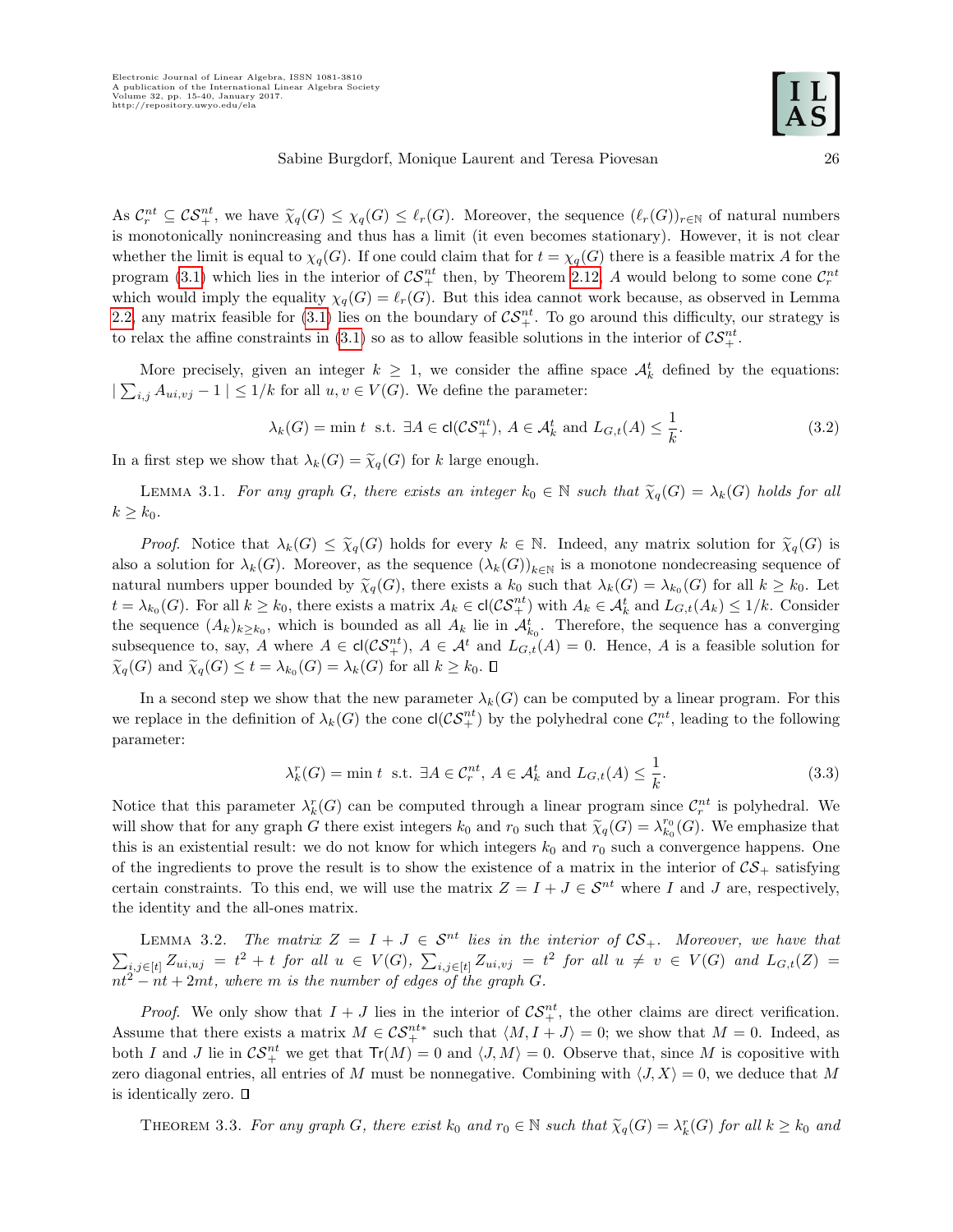As $\mathcal{C}_r^{nt} \subseteq \mathcal{CS}_+^{nt}$, we have $\widetilde{\chi}_q(G) \le \chi_q(G) \le \ell_r(G)$. Moreover, the sequence $(\ell_r(G))_{r\in\mathbb{N}}$ of natural numbers is monotonically nonincreasing and thus has a limit (it even becomes stationary). However, it is not clear whether the limit is equal to $\chi_q(G)$. If one could claim that for $t = \chi_q(G)$ there is a feasible matrix $A$ for the program (3.1) which lies in the interior of $\mathcal{CS}_+^{nt}$ then, by Theorem 2.12, $A$ would belong to some cone $\mathcal{C}_r^{nt}$ which would imply the equality $\chi_q(G) = \ell_r(G)$. But this idea cannot work because, as observed in Lemma 2.2, any matrix feasible for (3.1) lies on the boundary of $\mathcal{CS}_+^{nt}$. To go around this difficulty, our strategy is to relax the affine constraints in (3.1) so as to allow feasible solutions in the interior of $\mathcal{CS}_+^{nt}$.

More precisely, given an integer $k \ge 1$, we consider the affine space $\mathcal{A}_k^t$ defined by the equations: $|\sum_{i,j} A_{ui,vj} - 1| \le 1/k$ for all $u, v \in V(G)$. We define the parameter:

$$\lambda_k(G) = \min t \ \text{ s.t. } \exists A \in \mathsf{cl}(\mathcal{CS}_+^{nt}),\ A \in \mathcal{A}_k^t \text{ and } L_{G,t}(A) \le \frac{1}{k}. \tag{3.2}$$

In a first step we show that $\lambda_k(G) = \widetilde{\chi}_q(G)$ for $k$ large enough.

Lemma 3.1. *For any graph $G$, there exists an integer $k_0 \in \mathbb{N}$ such that $\widetilde{\chi}_q(G) = \lambda_k(G)$ holds for all $k \ge k_0$.*

*Proof.* Notice that $\lambda_k(G) \le \widetilde{\chi}_q(G)$ holds for every $k \in \mathbb{N}$. Indeed, any matrix solution for $\widetilde{\chi}_q(G)$ is also a solution for $\lambda_k(G)$. Moreover, as the sequence $(\lambda_k(G))_{k\in\mathbb{N}}$ is a monotone nondecreasing sequence of natural numbers upper bounded by $\widetilde{\chi}_q(G)$, there exists a $k_0$ such that $\lambda_k(G) = \lambda_{k_0}(G)$ for all $k \ge k_0$. Let $t = \lambda_{k_0}(G)$. For all $k \ge k_0$, there exists a matrix $A_k \in \mathsf{cl}(\mathcal{CS}_+^{nt})$ with $A_k \in \mathcal{A}_k^t$ and $L_{G,t}(A_k) \le 1/k$. Consider the sequence $(A_k)_{k\ge k_0}$, which is bounded as all $A_k$ lie in $\mathcal{A}_{k_0}^t$. Therefore, the sequence has a converging subsequence to, say, $A$ where $A \in \mathsf{cl}(\mathcal{CS}_+^{nt})$, $A \in \mathcal{A}^t$ and $L_{G,t}(A) = 0$. Hence, $A$ is a feasible solution for $\widetilde{\chi}_q(G)$ and $\widetilde{\chi}_q(G) \le t = \lambda_{k_0}(G) = \lambda_k(G)$ for all $k \ge k_0$. ∎

In a second step we show that the new parameter $\lambda_k(G)$ can be computed by a linear program. For this we replace in the definition of $\lambda_k(G)$ the cone $\mathsf{cl}(\mathcal{CS}_+^{nt})$ by the polyhedral cone $\mathcal{C}_r^{nt}$, leading to the following parameter:

$$\lambda_k^r(G) = \min t \ \text{ s.t. } \exists A \in \mathcal{C}_r^{nt},\ A \in \mathcal{A}_k^t \text{ and } L_{G,t}(A) \le \frac{1}{k}. \tag{3.3}$$

Notice that this parameter $\lambda_k^r(G)$ can be computed through a linear program since $\mathcal{C}_r^{nt}$ is polyhedral. We will show that for any graph $G$ there exist integers $k_0$ and $r_0$ such that $\widetilde{\chi}_q(G) = \lambda_{k_0}^{r_0}(G)$. We emphasize that this is an existential result: we do not know for which integers $k_0$ and $r_0$ such a convergence happens. One of the ingredients to prove the result is to show the existence of a matrix in the interior of $\mathcal{CS}_+$ satisfying certain constraints. To this end, we will use the matrix $Z = I + J \in \mathcal{S}^{nt}$ where $I$ and $J$ are, respectively, the identity and the all-ones matrix.

Lemma 3.2. *The matrix $Z = I + J \in \mathcal{S}^{nt}$ lies in the interior of $\mathcal{CS}_+$. Moreover, we have that $\sum_{i,j\in[t]} Z_{ui,uj} = t^2 + t$ for all $u \in V(G)$, $\sum_{i,j\in[t]} Z_{ui,vj} = t^2$ for all $u \ne v \in V(G)$ and $L_{G,t}(Z) = nt^2 - nt + 2mt$, where $m$ is the number of edges of the graph $G$.*

*Proof.* We only show that $I + J$ lies in the interior of $\mathcal{CS}_+^{nt}$, the other claims are direct verification. Assume that there exists a matrix $M \in \mathcal{CS}_+^{nt*}$ such that $\langle M, I + J\rangle = 0$; we show that $M = 0$. Indeed, as both $I$ and $J$ lie in $\mathcal{CS}_+^{nt}$ we get that $\mathsf{Tr}(M) = 0$ and $\langle J, M\rangle = 0$. Observe that, since $M$ is copositive with zero diagonal entries, all entries of $M$ must be nonnegative. Combining with $\langle J, X\rangle = 0$, we deduce that $M$ is identically zero. ∎

Theorem 3.3. *For any graph $G$, there exist $k_0$ and $r_0 \in \mathbb{N}$ such that $\widetilde{\chi}_q(G) = \lambda_k^r(G)$ for all $k \ge k_0$ and*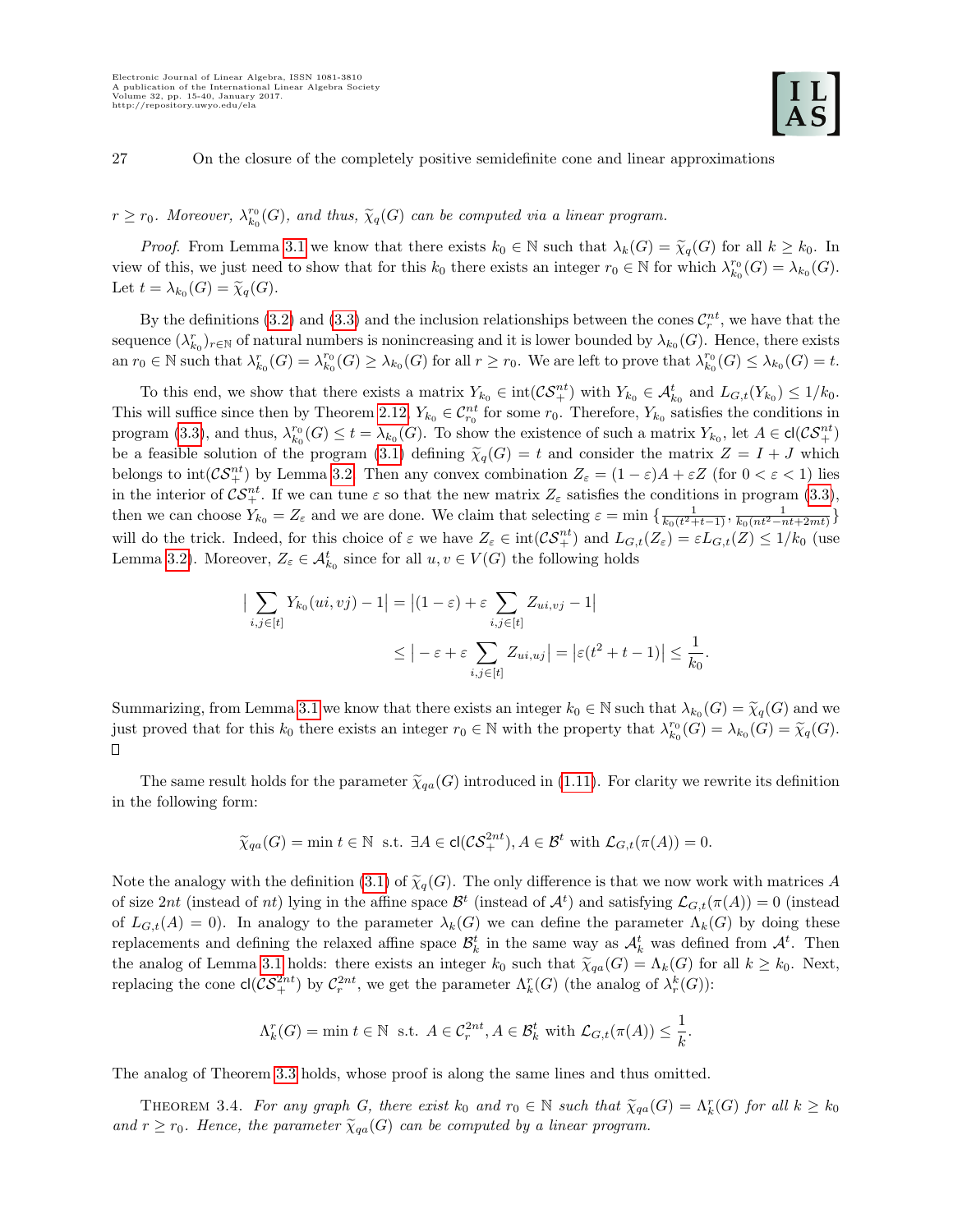$r \geq r_0$. *Moreover,* $\lambda_{k_0}^{r_0}(G)$, *and thus,* $\widetilde{\chi}_q(G)$ *can be computed via a linear program.*

*Proof.* From Lemma 3.1 we know that there exists $k_0 \in \mathbb{N}$ such that $\lambda_k(G) = \widetilde{\chi}_q(G)$ for all $k \geq k_0$. In view of this, we just need to show that for this $k_0$ there exists an integer $r_0 \in \mathbb{N}$ for which $\lambda_{k_0}^{r_0}(G) = \lambda_{k_0}(G)$. Let $t = \lambda_{k_0}(G) = \widetilde{\chi}_q(G)$.

By the definitions (3.2) and (3.3) and the inclusion relationships between the cones $\mathcal{C}_r^{nt}$, we have that the sequence $(\lambda_{k_0}^r)_{r\in\mathbb{N}}$ of natural numbers is nonincreasing and it is lower bounded by $\lambda_{k_0}(G)$. Hence, there exists an $r_0 \in \mathbb{N}$ such that $\lambda_{k_0}^r(G) = \lambda_{k_0}^{r_0}(G) \geq \lambda_{k_0}(G)$ for all $r \geq r_0$. We are left to prove that $\lambda_{k_0}^{r_0}(G) \leq \lambda_{k_0}(G) = t$.

To this end, we show that there exists a matrix $Y_{k_0} \in \mathrm{int}(\mathcal{CS}_+^{nt})$ with $Y_{k_0} \in \mathcal{A}_{k_0}^t$ and $L_{G,t}(Y_{k_0}) \leq 1/k_0$. This will suffice since then by Theorem 2.12, $Y_{k_0} \in \mathcal{C}_{r_0}^{nt}$ for some $r_0$. Therefore, $Y_{k_0}$ satisfies the conditions in program (3.3), and thus, $\lambda_{k_0}^{r_0}(G) \leq t = \lambda_{k_0}(G)$. To show the existence of such a matrix $Y_{k_0}$, let $A \in \mathsf{cl}(\mathcal{CS}_+^{nt})$ be a feasible solution of the program (3.1) defining $\widetilde{\chi}_q(G) = t$ and consider the matrix $Z = I + J$ which belongs to $\mathrm{int}(\mathcal{CS}_+^{nt})$ by Lemma 3.2. Then any convex combination $Z_\varepsilon = (1-\varepsilon)A + \varepsilon Z$ (for $0 < \varepsilon < 1$) lies in the interior of $\mathcal{CS}_+^{nt}$. If we can tune $\varepsilon$ so that the new matrix $Z_\varepsilon$ satisfies the conditions in program (3.3), then we can choose $Y_{k_0} = Z_\varepsilon$ and we are done. We claim that selecting $\varepsilon = \min\left\{\frac{1}{k_0(t^2+t-1)}, \frac{1}{k_0(nt^2-nt+2mt)}\right\}$ will do the trick. Indeed, for this choice of $\varepsilon$ we have $Z_\varepsilon \in \mathrm{int}(\mathcal{CS}_+^{nt})$ and $L_{G,t}(Z_\varepsilon) = \varepsilon L_{G,t}(Z) \leq 1/k_0$ (use Lemma 3.2). Moreover, $Z_\varepsilon \in \mathcal{A}_{k_0}^t$ since for all $u, v \in V(G)$ the following holds

$$
\begin{aligned}
\Big|\sum_{i,j\in[t]} Y_{k_0}(ui, vj) - 1\Big| &= \Big|(1-\varepsilon) + \varepsilon \sum_{i,j\in[t]} Z_{ui,vj} - 1\Big| \\
&\leq \Big| -\varepsilon + \varepsilon \sum_{i,j\in[t]} Z_{ui,uj}\Big| = \big|\varepsilon(t^2+t-1)\big| \leq \frac{1}{k_0}.
\end{aligned}
$$

Summarizing, from Lemma 3.1 we know that there exists an integer $k_0 \in \mathbb{N}$ such that $\lambda_{k_0}(G) = \widetilde{\chi}_q(G)$ and we just proved that for this $k_0$ there exists an integer $r_0 \in \mathbb{N}$ with the property that $\lambda_{k_0}^{r_0}(G) = \lambda_{k_0}(G) = \widetilde{\chi}_q(G)$. $\square$

The same result holds for the parameter $\widetilde{\chi}_{qa}(G)$ introduced in (1.11). For clarity we rewrite its definition in the following form:

$$
\widetilde{\chi}_{qa}(G) = \min t \in \mathbb{N} \ \text{ s.t. } \exists A \in \mathsf{cl}(\mathcal{CS}_+^{2nt}), A \in \mathcal{B}^t \text{ with } \mathcal{L}_{G,t}(\pi(A)) = 0.
$$

Note the analogy with the definition (3.1) of $\widetilde{\chi}_q(G)$. The only difference is that we now work with matrices $A$ of size $2nt$ (instead of $nt$) lying in the affine space $\mathcal{B}^t$ (instead of $\mathcal{A}^t$) and satisfying $\mathcal{L}_{G,t}(\pi(A)) = 0$ (instead of $L_{G,t}(A) = 0$). In analogy to the parameter $\lambda_k(G)$ we can define the parameter $\Lambda_k(G)$ by doing these replacements and defining the relaxed affine space $\mathcal{B}_k^t$ in the same way as $\mathcal{A}_k^t$ was defined from $\mathcal{A}^t$. Then the analog of Lemma 3.1 holds: there exists an integer $k_0$ such that $\widetilde{\chi}_{qa}(G) = \Lambda_k(G)$ for all $k \geq k_0$. Next, replacing the cone $\mathsf{cl}(\mathcal{CS}_+^{2nt})$ by $\mathcal{C}_r^{2nt}$, we get the parameter $\Lambda_k^r(G)$ (the analog of $\lambda_r^k(G)$):

$$
\Lambda_k^r(G) = \min t \in \mathbb{N} \ \text{ s.t. } A \in \mathcal{C}_r^{2nt}, A \in \mathcal{B}_k^t \text{ with } \mathcal{L}_{G,t}(\pi(A)) \leq \frac{1}{k}.
$$

The analog of Theorem 3.3 holds, whose proof is along the same lines and thus omitted.

THEOREM 3.4. *For any graph* $G$, *there exist* $k_0$ *and* $r_0 \in \mathbb{N}$ *such that* $\widetilde{\chi}_{qa}(G) = \Lambda_k^r(G)$ *for all* $k \geq k_0$ *and* $r \geq r_0$. *Hence, the parameter* $\widetilde{\chi}_{qa}(G)$ *can be computed by a linear program.*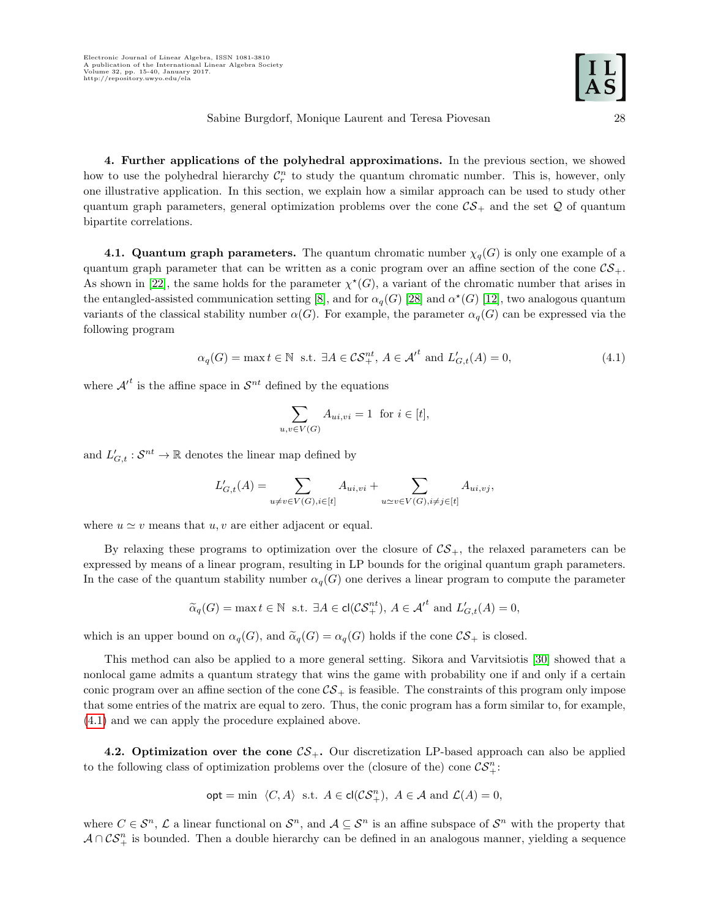**4. Further applications of the polyhedral approximations.** In the previous section, we showed how to use the polyhedral hierarchy $\mathcal{C}_r^n$ to study the quantum chromatic number. This is, however, only one illustrative application. In this section, we explain how a similar approach can be used to study other quantum graph parameters, general optimization problems over the cone $\mathcal{CS}_+$ and the set $\mathcal{Q}$ of quantum bipartite correlations.

**4.1. Quantum graph parameters.** The quantum chromatic number $\chi_q(G)$ is only one example of a quantum graph parameter that can be written as a conic program over an affine section of the cone $\mathcal{CS}_+$. As shown in [22], the same holds for the parameter $\chi^\star(G)$, a variant of the chromatic number that arises in the entangled-assisted communication setting [8], and for $\alpha_q(G)$ [28] and $\alpha^\star(G)$ [12], two analogous quantum variants of the classical stability number $\alpha(G)$. For example, the parameter $\alpha_q(G)$ can be expressed via the following program

$$\alpha_q(G) = \max t \in \mathbb{N} \;\text{ s.t. }\; \exists A \in \mathcal{CS}_+^{nt},\; A \in \mathcal{A'}^t \text{ and } L'_{G,t}(A) = 0, \tag{4.1}$$

where $\mathcal{A'}^t$ is the affine space in $\mathcal{S}^{nt}$ defined by the equations

$$\sum_{u,v\in V(G)} A_{ui,vi} = 1 \;\text{ for } i \in [t],$$

and $L'_{G,t} : \mathcal{S}^{nt} \to \mathbb{R}$ denotes the linear map defined by

$$L'_{G,t}(A) = \sum_{u \neq v \in V(G), i\in[t]} A_{ui,vi} + \sum_{u \simeq v \in V(G), i\neq j\in[t]} A_{ui,vj},$$

where $u \simeq v$ means that $u, v$ are either adjacent or equal.

By relaxing these programs to optimization over the closure of $\mathcal{CS}_+$, the relaxed parameters can be expressed by means of a linear program, resulting in LP bounds for the original quantum graph parameters. In the case of the quantum stability number $\alpha_q(G)$ one derives a linear program to compute the parameter

$$\widetilde{\alpha}_q(G) = \max t \in \mathbb{N} \;\text{ s.t. }\; \exists A \in \mathsf{cl}(\mathcal{CS}_+^{nt}),\; A \in \mathcal{A'}^t \text{ and } L'_{G,t}(A) = 0,$$

which is an upper bound on $\alpha_q(G)$, and $\widetilde{\alpha}_q(G) = \alpha_q(G)$ holds if the cone $\mathcal{CS}_+$ is closed.

This method can also be applied to a more general setting. Sikora and Varvitsiotis [30] showed that a nonlocal game admits a quantum strategy that wins the game with probability one if and only if a certain conic program over an affine section of the cone $\mathcal{CS}_+$ is feasible. The constraints of this program only impose that some entries of the matrix are equal to zero. Thus, the conic program has a form similar to, for example, (4.1) and we can apply the procedure explained above.

**4.2. Optimization over the cone $\mathcal{CS}_+$.** Our discretization LP-based approach can also be applied to the following class of optimization problems over the (closure of the) cone $\mathcal{CS}_+^n$:

$$\mathsf{opt} = \min \;\langle C, A\rangle \;\text{ s.t. }\; A \in \mathsf{cl}(\mathcal{CS}_+^n),\; A \in \mathcal{A} \text{ and } \mathcal{L}(A) = 0,$$

where $C \in \mathcal{S}^n$, $\mathcal{L}$ a linear functional on $\mathcal{S}^n$, and $\mathcal{A} \subseteq \mathcal{S}^n$ is an affine subspace of $\mathcal{S}^n$ with the property that $\mathcal{A} \cap \mathcal{CS}_+^n$ is bounded. Then a double hierarchy can be defined in an analogous manner, yielding a sequence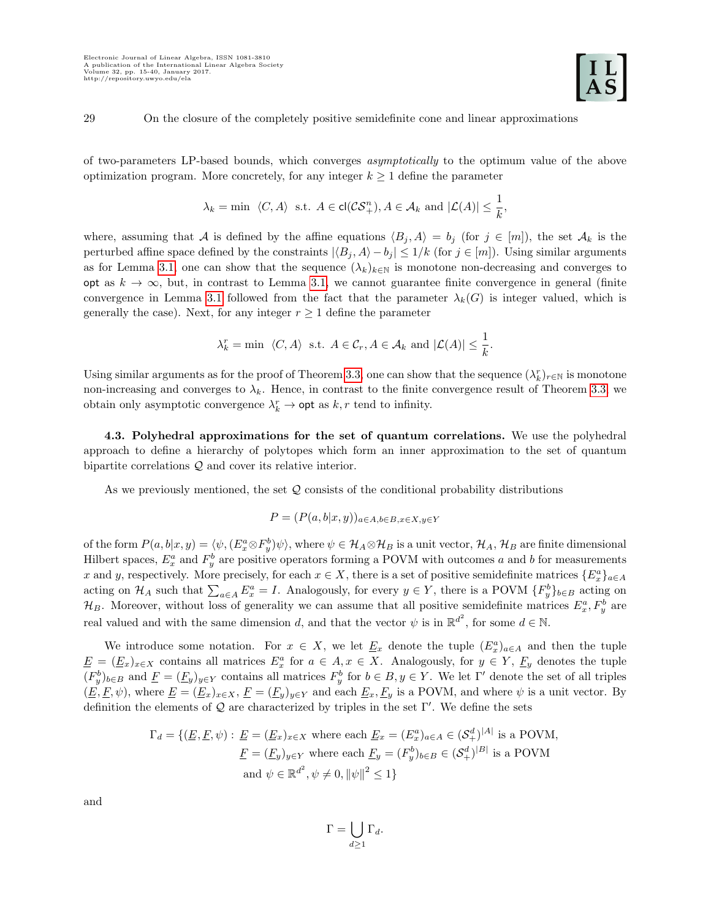of two-parameters LP-based bounds, which converges *asymptotically* to the optimum value of the above optimization program. More concretely, for any integer $k \geq 1$ define the parameter

$$\lambda_k = \min \ \langle C, A\rangle \ \text{ s.t. } A \in \mathsf{cl}(\mathcal{CS}_+^n), A \in \mathcal{A}_k \text{ and } |\mathcal{L}(A)| \leq \frac{1}{k},$$

where, assuming that $\mathcal{A}$ is defined by the affine equations $\langle B_j, A\rangle = b_j$ (for $j \in [m]$), the set $\mathcal{A}_k$ is the perturbed affine space defined by the constraints $|\langle B_j, A\rangle - b_j| \leq 1/k$ (for $j \in [m]$). Using similar arguments as for Lemma 3.1, one can show that the sequence $(\lambda_k)_{k\in\mathbb{N}}$ is monotone non-decreasing and converges to $\mathsf{opt}$ as $k \to \infty$, but, in contrast to Lemma 3.1, we cannot guarantee finite convergence in general (finite convergence in Lemma 3.1 followed from the fact that the parameter $\lambda_k(G)$ is integer valued, which is generally the case). Next, for any integer $r \geq 1$ define the parameter

$$\lambda_k^r = \min \ \langle C, A\rangle \ \text{ s.t. } A \in \mathcal{C}_r, A \in \mathcal{A}_k \text{ and } |\mathcal{L}(A)| \leq \frac{1}{k}.$$

Using similar arguments as for the proof of Theorem 3.3, one can show that the sequence $(\lambda_k^r)_{r\in\mathbb{N}}$ is monotone non-increasing and converges to $\lambda_k$. Hence, in contrast to the finite convergence result of Theorem 3.3, we obtain only asymptotic convergence $\lambda_k^r \to \mathsf{opt}$ as $k, r$ tend to infinity.

**4.3. Polyhedral approximations for the set of quantum correlations.** We use the polyhedral approach to define a hierarchy of polytopes which form an inner approximation to the set of quantum bipartite correlations $\mathcal{Q}$ and cover its relative interior.

As we previously mentioned, the set $\mathcal{Q}$ consists of the conditional probability distributions

$$P = (P(a,b|x,y))_{a\in A, b\in B, x\in X, y\in Y}$$

of the form $P(a,b|x,y) = \langle \psi, (E_x^a \otimes F_y^b)\psi\rangle$, where $\psi \in \mathcal{H}_A \otimes \mathcal{H}_B$ is a unit vector, $\mathcal{H}_A$, $\mathcal{H}_B$ are finite dimensional Hilbert spaces, $E_x^a$ and $F_y^b$ are positive operators forming a POVM with outcomes $a$ and $b$ for measurements $x$ and $y$, respectively. More precisely, for each $x \in X$, there is a set of positive semidefinite matrices $\{E_x^a\}_{a\in A}$ acting on $\mathcal{H}_A$ such that $\sum_{a\in A} E_x^a = I$. Analogously, for every $y \in Y$, there is a POVM $\{F_y^b\}_{b\in B}$ acting on $\mathcal{H}_B$. Moreover, without loss of generality we can assume that all positive semidefinite matrices $E_x^a, F_y^b$ are real valued and with the same dimension $d$, and that the vector $\psi$ is in $\mathbb{R}^{d^2}$, for some $d \in \mathbb{N}$.

We introduce some notation. For $x \in X$, we let $\underline{E}_x$ denote the tuple $(E_x^a)_{a\in A}$ and then the tuple $\underline{E} = (\underline{E}_x)_{x\in X}$ contains all matrices $E_x^a$ for $a \in A, x \in X$. Analogously, for $y \in Y$, $\underline{F}_y$ denotes the tuple $(F_y^b)_{b\in B}$ and $\underline{F} = (\underline{F}_y)_{y\in Y}$ contains all matrices $F_y^b$ for $b \in B, y \in Y$. We let $\Gamma'$ denote the set of all triples $(\underline{E}, \underline{F}, \psi)$, where $\underline{E} = (\underline{E}_x)_{x\in X}$, $\underline{F} = (\underline{F}_y)_{y\in Y}$ and each $\underline{E}_x, \underline{F}_y$ is a POVM, and where $\psi$ is a unit vector. By definition the elements of $\mathcal{Q}$ are characterized by triples in the set $\Gamma'$. We define the sets

$$\begin{aligned}\Gamma_d = \{(\underline{E}, \underline{F}, \psi) :\ & \underline{E} = (\underline{E}_x)_{x\in X} \text{ where each } \underline{E}_x = (E_x^a)_{a\in A} \in (\mathcal{S}_+^d)^{|A|} \text{ is a POVM},\\ & \underline{F} = (\underline{F}_y)_{y\in Y} \text{ where each } \underline{F}_y = (F_y^b)_{b\in B} \in (\mathcal{S}_+^d)^{|B|} \text{ is a POVM}\\ & \text{and } \psi \in \mathbb{R}^{d^2}, \psi \neq 0, \|\psi\|^2 \leq 1\}\end{aligned}$$

and

$$\Gamma = \bigcup_{d\geq 1} \Gamma_d.$$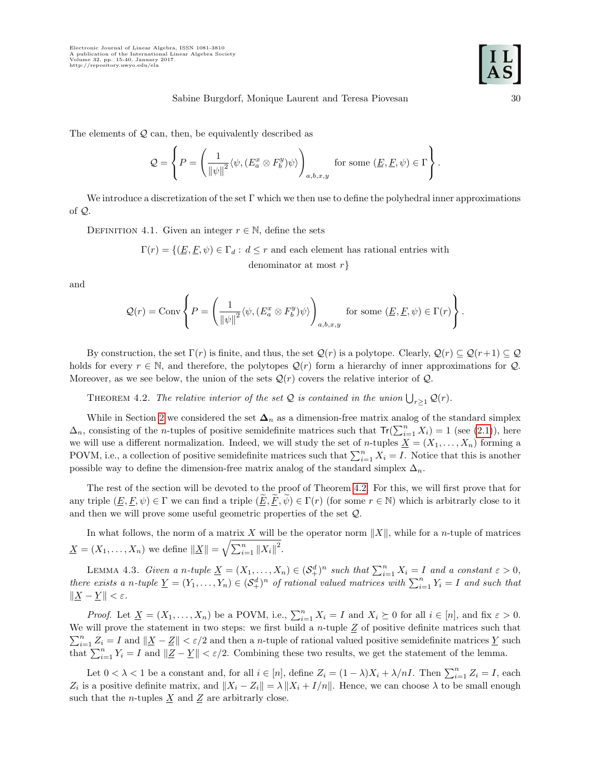The elements of $\mathcal{Q}$ can, then, be equivalently described as

$$\mathcal{Q} = \left\{ P = \left( \frac{1}{\|\psi\|^2} \langle \psi, (E_a^x \otimes F_b^y)\psi \rangle \right)_{a,b,x,y} \text{ for some } (\underline{E}, \underline{F}, \psi) \in \Gamma \right\}.$$

We introduce a discretization of the set $\Gamma$ which we then use to define the polyhedral inner approximations of $\mathcal{Q}$.

Definition 4.1. Given an integer $r \in \mathbb{N}$, define the sets

$$\Gamma(r) = \{(\underline{E}, \underline{F}, \psi) \in \Gamma_d : d \leq r \text{ and each element has rational entries with denominator at most } r\}$$

and

$$\mathcal{Q}(r) = \text{Conv} \left\{ P = \left( \frac{1}{\|\psi\|^2} \langle \psi, (E_a^x \otimes F_b^y)\psi \rangle \right)_{a,b,x,y} \text{ for some } (\underline{E}, \underline{F}, \psi) \in \Gamma(r) \right\}.$$

By construction, the set $\Gamma(r)$ is finite, and thus, the set $\mathcal{Q}(r)$ is a polytope. Clearly, $\mathcal{Q}(r) \subseteq \mathcal{Q}(r+1) \subseteq \mathcal{Q}$ holds for every $r \in \mathbb{N}$, and therefore, the polytopes $\mathcal{Q}(r)$ form a hierarchy of inner approximations for $\mathcal{Q}$. Moreover, as we see below, the union of the sets $\mathcal{Q}(r)$ covers the relative interior of $\mathcal{Q}$.

Theorem 4.2. *The relative interior of the set $\mathcal{Q}$ is contained in the union $\bigcup_{r \geq 1} \mathcal{Q}(r)$.*

While in Section 2 we considered the set $\boldsymbol{\Delta}_n$ as a dimension-free matrix analog of the standard simplex $\Delta_n$, consisting of the $n$-tuples of positive semidefinite matrices such that $\mathsf{Tr}(\sum_{i=1}^n X_i) = 1$ (see (2.1)), here we will use a different normalization. Indeed, we will study the set of $n$-tuples $\underline{X} = (X_1, \ldots, X_n)$ forming a POVM, i.e., a collection of positive semidefinite matrices such that $\sum_{i=1}^n X_i = I$. Notice that this is another possible way to define the dimension-free matrix analog of the standard simplex $\Delta_n$.

The rest of the section will be devoted to the proof of Theorem 4.2. For this, we will first prove that for any triple $(\underline{E}, \underline{F}, \psi) \in \Gamma$ we can find a triple $(\widetilde{\underline{E}}, \widetilde{\underline{F}}, \widetilde{\psi}) \in \Gamma(r)$ (for some $r \in \mathbb{N}$) which is arbitrarly close to it and then we will prove some useful geometric properties of the set $\mathcal{Q}$.

In what follows, the norm of a matrix $X$ will be the operator norm $\|X\|$, while for a $n$-tuple of matrices $\underline{X} = (X_1, \ldots, X_n)$ we define $\|\underline{X}\| = \sqrt{\sum_{i=1}^n \|X_i\|^2}$.

Lemma 4.3. *Given a $n$-tuple $\underline{X} = (X_1, \ldots, X_n) \in (\mathcal{S}_+^d)^n$ such that $\sum_{i=1}^n X_i = I$ and a constant $\varepsilon > 0$, there exists a $n$-tuple $\underline{Y} = (Y_1, \ldots, Y_n) \in (\mathcal{S}_+^d)^n$ of rational valued matrices with $\sum_{i=1}^n Y_i = I$ and such that $\|\underline{X} - \underline{Y}\| < \varepsilon$.*

*Proof.* Let $\underline{X} = (X_1, \ldots, X_n)$ be a POVM, i.e., $\sum_{i=1}^n X_i = I$ and $X_i \succeq 0$ for all $i \in [n]$, and fix $\varepsilon > 0$. We will prove the statement in two steps: we first build a $n$-tuple $\underline{Z}$ of positive definite matrices such that $\sum_{i=1}^n Z_i = I$ and $\|\underline{X} - \underline{Z}\| < \varepsilon/2$ and then a $n$-tuple of rational valued positive semidefinite matrices $\underline{Y}$ such that $\sum_{i=1}^n Y_i = I$ and $\|\underline{Z} - \underline{Y}\| < \varepsilon/2$. Combining these two results, we get the statement of the lemma.

Let $0 < \lambda < 1$ be a constant and, for all $i \in [n]$, define $Z_i = (1-\lambda)X_i + \lambda/nI$. Then $\sum_{i=1}^n Z_i = I$, each $Z_i$ is a positive definite matrix, and $\|X_i - Z_i\| = \lambda \|X_i + I/n\|$. Hence, we can choose $\lambda$ to be small enough such that the $n$-tuples $\underline{X}$ and $\underline{Z}$ are arbitrarly close.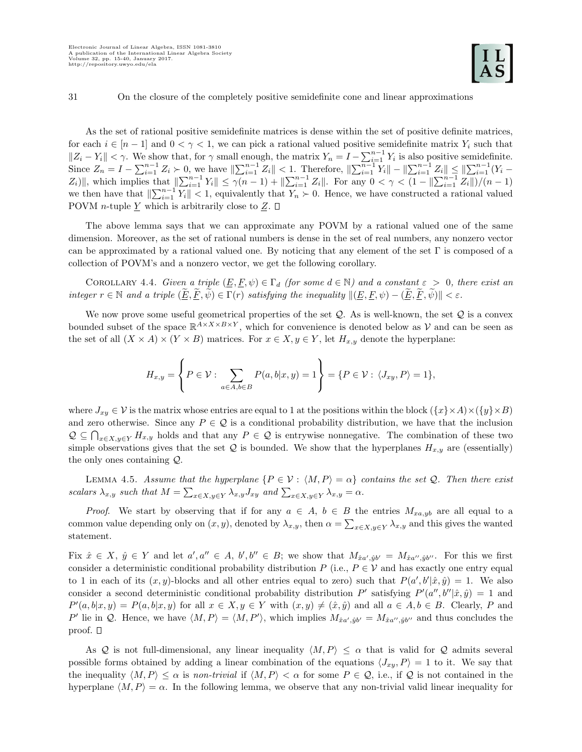As the set of rational positive semidefinite matrices is dense within the set of positive definite matrices, for each $i \in [n-1]$ and $0 < \gamma < 1$, we can pick a rational valued positive semidefinite matrix $Y_i$ such that $\|Z_i - Y_i\| < \gamma$. We show that, for $\gamma$ small enough, the matrix $Y_n = I - \sum_{i=1}^{n-1} Y_i$ is also positive semidefinite. Since $Z_n = I - \sum_{i=1}^{n-1} Z_i \succ 0$, we have $\|\sum_{i=1}^{n-1} Z_i\| < 1$. Therefore, $\|\sum_{i=1}^{n-1} Y_i\| - \|\sum_{i=1}^{n-1} Z_i\| \leq \|\sum_{i=1}^{n-1}(Y_i - Z_i)\|$, which implies that $\|\sum_{i=1}^{n-1} Y_i\| \leq \gamma(n-1) + \|\sum_{i=1}^{n-1} Z_i\|$. For any $0 < \gamma < (1 - \|\sum_{i=1}^{n-1} Z_i\|)/(n-1)$ we then have that $\|\sum_{i=1}^{n-1} Y_i\| < 1$, equivalently that $Y_n \succ 0$. Hence, we have constructed a rational valued POVM $n$-tuple $\underline{Y}$ which is arbitrarily close to $\underline{Z}$. □

The above lemma says that we can approximate any POVM by a rational valued one of the same dimension. Moreover, as the set of rational numbers is dense in the set of real numbers, any nonzero vector can be approximated by a rational valued one. By noticing that any element of the set $\Gamma$ is composed of a collection of POVM's and a nonzero vector, we get the following corollary.

Corollary 4.4. *Given a triple $(\underline{E}, \underline{F}, \psi) \in \Gamma_d$ (for some $d \in \mathbb{N}$) and a constant $\varepsilon > 0$, there exist an integer $r \in \mathbb{N}$ and a triple $(\underline{\widetilde{E}}, \underline{\widetilde{F}}, \widetilde{\psi}) \in \Gamma(r)$ satisfying the inequality $\|(\underline{E}, \underline{F}, \psi) - (\underline{\widetilde{E}}, \underline{\widetilde{F}}, \widetilde{\psi})\| < \varepsilon$.*

We now prove some useful geometrical properties of the set $\mathcal{Q}$. As is well-known, the set $\mathcal{Q}$ is a convex bounded subset of the space $\mathbb{R}^{A \times X \times B \times Y}$, which for convenience is denoted below as $\mathcal{V}$ and can be seen as the set of all $(X \times A) \times (Y \times B)$ matrices. For $x \in X, y \in Y$, let $H_{x,y}$ denote the hyperplane:

$$H_{x,y} = \left\{ P \in \mathcal{V} : \sum_{a \in A, b \in B} P(a, b|x, y) = 1 \right\} = \{P \in \mathcal{V} : \langle J_{xy}, P \rangle = 1\},$$

where $J_{xy} \in \mathcal{V}$ is the matrix whose entries are equal to 1 at the positions within the block $(\{x\} \times A) \times (\{y\} \times B)$ and zero otherwise. Since any $P \in \mathcal{Q}$ is a conditional probability distribution, we have that the inclusion $\mathcal{Q} \subseteq \bigcap_{x \in X, y \in Y} H_{x,y}$ holds and that any $P \in \mathcal{Q}$ is entrywise nonnegative. The combination of these two simple observations gives that the set $\mathcal{Q}$ is bounded. We show that the hyperplanes $H_{x,y}$ are (essentially) the only ones containing $\mathcal{Q}$.

Lemma 4.5. *Assume that the hyperplane $\{P \in \mathcal{V} : \langle M, P \rangle = \alpha\}$ contains the set $\mathcal{Q}$. Then there exist scalars $\lambda_{x,y}$ such that $M = \sum_{x \in X, y \in Y} \lambda_{x,y} J_{xy}$ and $\sum_{x \in X, y \in Y} \lambda_{x,y} = \alpha$.*

*Proof.* We start by observing that if for any $a \in A$, $b \in B$ the entries $M_{xa,yb}$ are all equal to a common value depending only on $(x, y)$, denoted by $\lambda_{x,y}$, then $\alpha = \sum_{x \in X, y \in Y} \lambda_{x,y}$ and this gives the wanted statement.

Fix $\hat{x} \in X$, $\hat{y} \in Y$ and let $a', a'' \in A$, $b', b'' \in B$; we show that $M_{\hat{x}a',\hat{y}b'} = M_{\hat{x}a'',\hat{y}b''}$. For this we first consider a deterministic conditional probability distribution $P$ (i.e., $P \in \mathcal{V}$ and has exactly one entry equal to 1 in each of its $(x, y)$-blocks and all other entries equal to zero) such that $P(a', b'|\hat{x}, \hat{y}) = 1$. We also consider a second deterministic conditional probability distribution $P'$ satisfying $P'(a'', b''|\hat{x}, \hat{y}) = 1$ and $P'(a, b|x, y) = P(a, b|x, y)$ for all $x \in X, y \in Y$ with $(x, y) \neq (\hat{x}, \hat{y})$ and all $a \in A, b \in B$. Clearly, $P$ and $P'$ lie in $\mathcal{Q}$. Hence, we have $\langle M, P \rangle = \langle M, P' \rangle$, which implies $M_{\hat{x}a',\hat{y}b'} = M_{\hat{x}a'',\hat{y}b''}$ and thus concludes the proof. □

As $\mathcal{Q}$ is not full-dimensional, any linear inequality $\langle M, P \rangle \leq \alpha$ that is valid for $\mathcal{Q}$ admits several possible forms obtained by adding a linear combination of the equations $\langle J_{xy}, P \rangle = 1$ to it. We say that the inequality $\langle M, P \rangle \leq \alpha$ is *non-trivial* if $\langle M, P \rangle < \alpha$ for some $P \in \mathcal{Q}$, i.e., if $\mathcal{Q}$ is not contained in the hyperplane $\langle M, P \rangle = \alpha$. In the following lemma, we observe that any non-trivial valid linear inequality for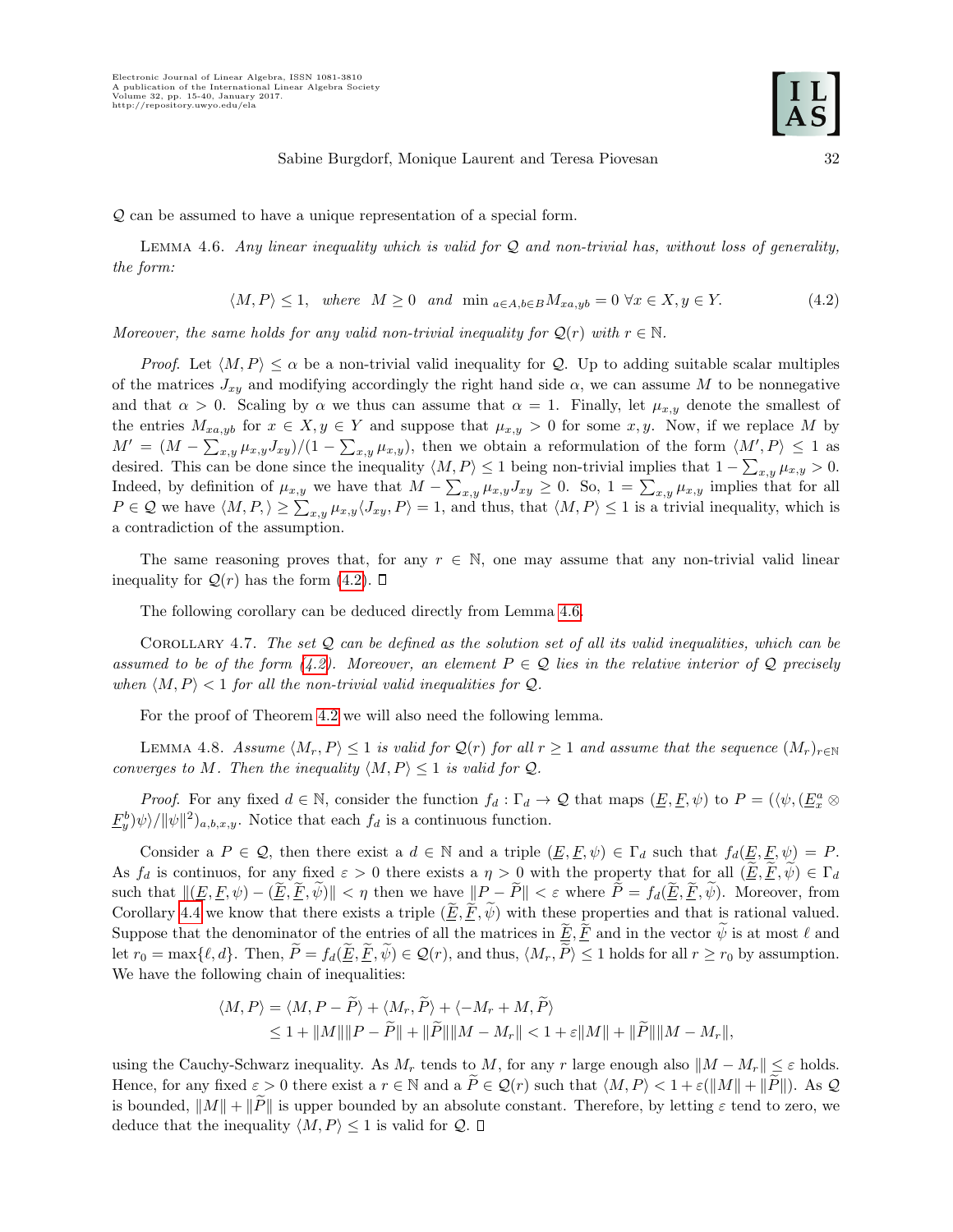$\mathcal{Q}$ can be assumed to have a unique representation of a special form.

Lemma 4.6. *Any linear inequality which is valid for $\mathcal{Q}$ and non-trivial has, without loss of generality, the form:*

$$\langle M, P\rangle \leq 1, \quad \text{where} \quad M \geq 0 \quad \text{and} \quad \min{}_{a\in A, b\in B} M_{xa,yb} = 0 \;\; \forall x \in X, y \in Y. \tag{4.2}$$

*Moreover, the same holds for any valid non-trivial inequality for $\mathcal{Q}(r)$ with $r \in \mathbb{N}$.*

*Proof.* Let $\langle M, P\rangle \leq \alpha$ be a non-trivial valid inequality for $\mathcal{Q}$. Up to adding suitable scalar multiples of the matrices $J_{xy}$ and modifying accordingly the right hand side $\alpha$, we can assume $M$ to be nonnegative and that $\alpha > 0$. Scaling by $\alpha$ we thus can assume that $\alpha = 1$. Finally, let $\mu_{x,y}$ denote the smallest of the entries $M_{xa,yb}$ for $x \in X, y \in Y$ and suppose that $\mu_{x,y} > 0$ for some $x, y$. Now, if we replace $M$ by $M' = (M - \sum_{x,y}\mu_{x,y}J_{xy})/(1 - \sum_{x,y}\mu_{x,y})$, then we obtain a reformulation of the form $\langle M', P\rangle \leq 1$ as desired. This can be done since the inequality $\langle M, P\rangle \leq 1$ being non-trivial implies that $1 - \sum_{x,y}\mu_{x,y} > 0$. Indeed, by definition of $\mu_{x,y}$ we have that $M - \sum_{x,y}\mu_{x,y}J_{xy} \geq 0$. So, $1 = \sum_{x,y}\mu_{x,y}$ implies that for all $P \in \mathcal{Q}$ we have $\langle M, P, \rangle \geq \sum_{x,y}\mu_{x,y}\langle J_{xy}, P\rangle = 1$, and thus, that $\langle M, P\rangle \leq 1$ is a trivial inequality, which is a contradiction of the assumption.

The same reasoning proves that, for any $r \in \mathbb{N}$, one may assume that any non-trivial valid linear inequality for $\mathcal{Q}(r)$ has the form (4.2). □

The following corollary can be deduced directly from Lemma 4.6.

Corollary 4.7. *The set $\mathcal{Q}$ can be defined as the solution set of all its valid inequalities, which can be assumed to be of the form (4.2). Moreover, an element $P \in \mathcal{Q}$ lies in the relative interior of $\mathcal{Q}$ precisely when $\langle M, P\rangle < 1$ for all the non-trivial valid inequalities for $\mathcal{Q}$.*

For the proof of Theorem 4.2 we will also need the following lemma.

Lemma 4.8. *Assume $\langle M_r, P\rangle \leq 1$ is valid for $\mathcal{Q}(r)$ for all $r \geq 1$ and assume that the sequence $(M_r)_{r\in\mathbb{N}}$ converges to $M$. Then the inequality $\langle M, P\rangle \leq 1$ is valid for $\mathcal{Q}$.*

*Proof.* For any fixed $d \in \mathbb{N}$, consider the function $f_d : \Gamma_d \to \mathcal{Q}$ that maps $(\underline{E}, \underline{F}, \psi)$ to $P = (\langle\psi, (\underline{E}^a_x \otimes \underline{F}^b_y)\psi\rangle/\|\psi\|^2)_{a,b,x,y}$. Notice that each $f_d$ is a continuous function.

Consider a $P \in \mathcal{Q}$, then there exist a $d \in \mathbb{N}$ and a triple $(\underline{E}, \underline{F}, \psi) \in \Gamma_d$ such that $f_d(\underline{E}, \underline{F}, \psi) = P$. As $f_d$ is continuos, for any fixed $\varepsilon > 0$ there exists a $\eta > 0$ with the property that for all $(\widetilde{\underline{E}}, \widetilde{\underline{F}}, \widetilde{\psi}) \in \Gamma_d$ such that $\|(\underline{E}, \underline{F}, \psi) - (\widetilde{\underline{E}}, \widetilde{\underline{F}}, \widetilde{\psi})\| < \eta$ then we have $\|P - \widetilde{P}\| < \varepsilon$ where $\widetilde{P} = f_d(\widetilde{\underline{E}}, \widetilde{\underline{F}}, \widetilde{\psi})$. Moreover, from Corollary 4.4 we know that there exists a triple $(\widetilde{\underline{E}}, \widetilde{\underline{F}}, \widetilde{\psi})$ with these properties and that is rational valued. Suppose that the denominator of the entries of all the matrices in $\widetilde{\underline{E}}, \widetilde{\underline{F}}$ and in the vector $\widetilde{\psi}$ is at most $\ell$ and let $r_0 = \max\{\ell, d\}$. Then, $\widetilde{P} = f_d(\widetilde{\underline{E}}, \widetilde{\underline{F}}, \widetilde{\psi}) \in \mathcal{Q}(r)$, and thus, $\langle M_r, \widetilde{P}\rangle \leq 1$ holds for all $r \geq r_0$ by assumption. We have the following chain of inequalities:

$$\begin{aligned}\langle M, P\rangle &= \langle M, P - \widetilde{P}\rangle + \langle M_r, \widetilde{P}\rangle + \langle -M_r + M, \widetilde{P}\rangle \\ &\leq 1 + \|M\|\|P - \widetilde{P}\| + \|\widetilde{P}\|\|M - M_r\| < 1 + \varepsilon\|M\| + \|\widetilde{P}\|\|M - M_r\|,\end{aligned}$$

using the Cauchy-Schwarz inequality. As $M_r$ tends to $M$, for any $r$ large enough also $\|M - M_r\| \leq \varepsilon$ holds. Hence, for any fixed $\varepsilon > 0$ there exist a $r \in \mathbb{N}$ and a $\widetilde{P} \in \mathcal{Q}(r)$ such that $\langle M, P\rangle < 1 + \varepsilon(\|M\| + \|\widetilde{P}\|)$. As $\mathcal{Q}$ is bounded, $\|M\| + \|\widetilde{P}\|$ is upper bounded by an absolute constant. Therefore, by letting $\varepsilon$ tend to zero, we deduce that the inequality $\langle M, P\rangle \leq 1$ is valid for $\mathcal{Q}$. □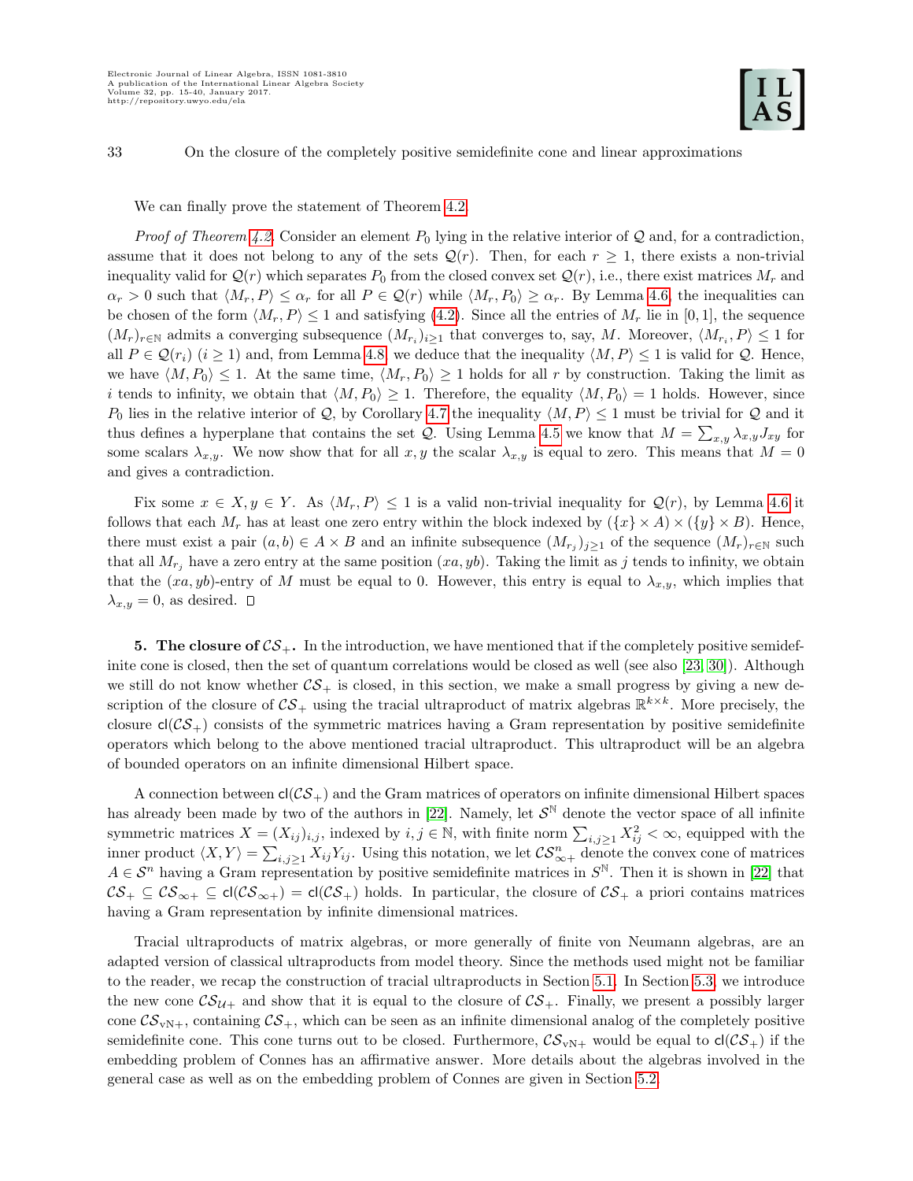We can finally prove the statement of Theorem 4.2.

*Proof of Theorem 4.2.* Consider an element $P_0$ lying in the relative interior of $\mathcal{Q}$ and, for a contradiction, assume that it does not belong to any of the sets $\mathcal{Q}(r)$. Then, for each $r \geq 1$, there exists a non-trivial inequality valid for $\mathcal{Q}(r)$ which separates $P_0$ from the closed convex set $\mathcal{Q}(r)$, i.e., there exist matrices $M_r$ and $\alpha_r > 0$ such that $\langle M_r, P \rangle \leq \alpha_r$ for all $P \in \mathcal{Q}(r)$ while $\langle M_r, P_0 \rangle \geq \alpha_r$. By Lemma 4.6, the inequalities can be chosen of the form $\langle M_r, P \rangle \leq 1$ and satisfying (4.2). Since all the entries of $M_r$ lie in $[0, 1]$, the sequence $(M_r)_{r\in\mathbb{N}}$ admits a converging subsequence $(M_{r_i})_{i\geq 1}$ that converges to, say, $M$. Moreover, $\langle M_{r_i}, P \rangle \leq 1$ for all $P \in \mathcal{Q}(r_i)$ $(i \geq 1)$ and, from Lemma 4.8, we deduce that the inequality $\langle M, P \rangle \leq 1$ is valid for $\mathcal{Q}$. Hence, we have $\langle M, P_0 \rangle \leq 1$. At the same time, $\langle M_r, P_0 \rangle \geq 1$ holds for all $r$ by construction. Taking the limit as $i$ tends to infinity, we obtain that $\langle M, P_0 \rangle \geq 1$. Therefore, the equality $\langle M, P_0 \rangle = 1$ holds. However, since $P_0$ lies in the relative interior of $\mathcal{Q}$, by Corollary 4.7 the inequality $\langle M, P \rangle \leq 1$ must be trivial for $\mathcal{Q}$ and it thus defines a hyperplane that contains the set $\mathcal{Q}$. Using Lemma 4.5 we know that $M = \sum_{x,y} \lambda_{x,y} J_{xy}$ for some scalars $\lambda_{x,y}$. We now show that for all $x, y$ the scalar $\lambda_{x,y}$ is equal to zero. This means that $M = 0$ and gives a contradiction.

Fix some $x \in X, y \in Y$. As $\langle M_r, P \rangle \leq 1$ is a valid non-trivial inequality for $\mathcal{Q}(r)$, by Lemma 4.6 it follows that each $M_r$ has at least one zero entry within the block indexed by $(\{x\} \times A) \times (\{y\} \times B)$. Hence, there must exist a pair $(a, b) \in A \times B$ and an infinite subsequence $(M_{r_j})_{j\geq 1}$ of the sequence $(M_r)_{r\in\mathbb{N}}$ such that all $M_{r_j}$ have a zero entry at the same position $(xa, yb)$. Taking the limit as $j$ tends to infinity, we obtain that the $(xa, yb)$-entry of $M$ must be equal to 0. However, this entry is equal to $\lambda_{x,y}$, which implies that $\lambda_{x,y} = 0$, as desired. □

**5. The closure of $\mathcal{CS}_+$.** In the introduction, we have mentioned that if the completely positive semidefinite cone is closed, then the set of quantum correlations would be closed as well (see also [23, 30]). Although we still do not know whether $\mathcal{CS}_+$ is closed, in this section, we make a small progress by giving a new description of the closure of $\mathcal{CS}_+$ using the tracial ultraproduct of matrix algebras $\mathbb{R}^{k\times k}$. More precisely, the closure $\mathsf{cl}(\mathcal{CS}_+)$ consists of the symmetric matrices having a Gram representation by positive semidefinite operators which belong to the above mentioned tracial ultraproduct. This ultraproduct will be an algebra of bounded operators on an infinite dimensional Hilbert space.

A connection between $\mathsf{cl}(\mathcal{CS}_+)$ and the Gram matrices of operators on infinite dimensional Hilbert spaces has already been made by two of the authors in [22]. Namely, let $\mathcal{S}^{\mathbb{N}}$ denote the vector space of all infinite symmetric matrices $X = (X_{ij})_{i,j}$, indexed by $i, j \in \mathbb{N}$, with finite norm $\sum_{i,j\geq 1} X_{ij}^2 < \infty$, equipped with the inner product $\langle X, Y \rangle = \sum_{i,j\geq 1} X_{ij} Y_{ij}$. Using this notation, we let $\mathcal{CS}^n_{\infty+}$ denote the convex cone of matrices $A \in \mathcal{S}^n$ having a Gram representation by positive semidefinite matrices in $S^{\mathbb{N}}$. Then it is shown in [22] that $\mathcal{CS}_+ \subseteq \mathcal{CS}_{\infty+} \subseteq \mathsf{cl}(\mathcal{CS}_{\infty+}) = \mathsf{cl}(\mathcal{CS}_+)$ holds. In particular, the closure of $\mathcal{CS}_+$ a priori contains matrices having a Gram representation by infinite dimensional matrices.

Tracial ultraproducts of matrix algebras, or more generally of finite von Neumann algebras, are an adapted version of classical ultraproducts from model theory. Since the methods used might not be familiar to the reader, we recap the construction of tracial ultraproducts in Section 5.1. In Section 5.3, we introduce the new cone $\mathcal{CS}_{\mathcal{U}+}$ and show that it is equal to the closure of $\mathcal{CS}_+$. Finally, we present a possibly larger cone $\mathcal{CS}_{\mathrm{vN}+}$, containing $\mathcal{CS}_+$, which can be seen as an infinite dimensional analog of the completely positive semidefinite cone. This cone turns out to be closed. Furthermore, $\mathcal{CS}_{\mathrm{vN}+}$ would be equal to $\mathsf{cl}(\mathcal{CS}_+)$ if the embedding problem of Connes has an affirmative answer. More details about the algebras involved in the general case as well as on the embedding problem of Connes are given in Section 5.2.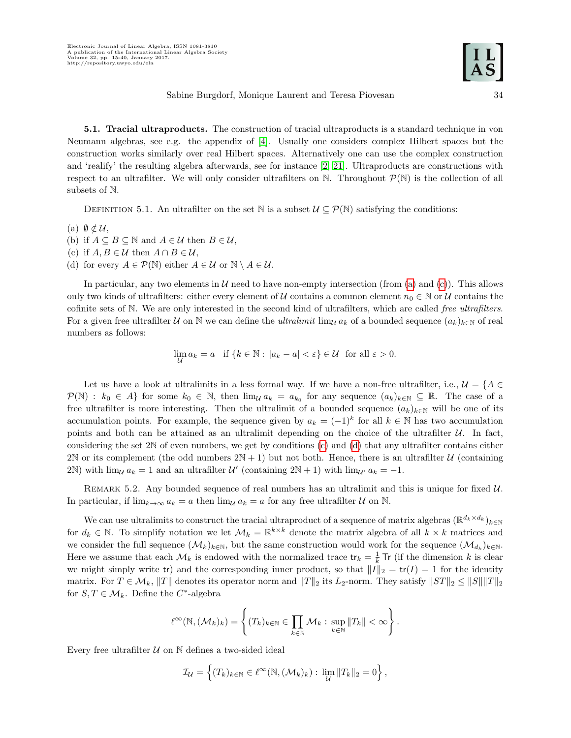**5.1. Tracial ultraproducts.** The construction of tracial ultraproducts is a standard technique in von Neumann algebras, see e.g. the appendix of [4]. Usually one considers complex Hilbert spaces but the construction works similarly over real Hilbert spaces. Alternatively one can use the complex construction and 'realify' the resulting algebra afterwards, see for instance [2, 21]. Ultraproducts are constructions with respect to an ultrafilter. We will only consider ultrafilters on $\mathbb{N}$. Throughout $\mathcal{P}(\mathbb{N})$ is the collection of all subsets of $\mathbb{N}$.

DEFINITION 5.1. An ultrafilter on the set $\mathbb{N}$ is a subset $\mathcal{U} \subseteq \mathcal{P}(\mathbb{N})$ satisfying the conditions:

(a) $\emptyset \notin \mathcal{U}$,
(b) if $A \subseteq B \subseteq \mathbb{N}$ and $A \in \mathcal{U}$ then $B \in \mathcal{U}$,
(c) if $A, B \in \mathcal{U}$ then $A \cap B \in \mathcal{U}$,
(d) for every $A \in \mathcal{P}(\mathbb{N})$ either $A \in \mathcal{U}$ or $\mathbb{N} \setminus A \in \mathcal{U}$.

In particular, any two elements in $\mathcal{U}$ need to have non-empty intersection (from (a) and (c)). This allows only two kinds of ultrafilters: either every element of $\mathcal{U}$ contains a common element $n_0 \in \mathbb{N}$ or $\mathcal{U}$ contains the cofinite sets of $\mathbb{N}$. We are only interested in the second kind of ultrafilters, which are called *free ultrafilters*. For a given free ultrafilter $\mathcal{U}$ on $\mathbb{N}$ we can define the *ultralimit* $\lim_{\mathcal{U}} a_k$ of a bounded sequence $(a_k)_{k\in\mathbb{N}}$ of real numbers as follows:

$$\lim_{\mathcal{U}} a_k = a \quad \text{if } \{k \in \mathbb{N} : \, |a_k - a| < \varepsilon\} \in \mathcal{U} \quad \text{for all } \varepsilon > 0.$$

Let us have a look at ultralimits in a less formal way. If we have a non-free ultrafilter, i.e., $\mathcal{U} = \{A \in \mathcal{P}(\mathbb{N}) : \, k_0 \in A\}$ for some $k_0 \in \mathbb{N}$, then $\lim_{\mathcal{U}} a_k = a_{k_0}$ for any sequence $(a_k)_{k\in\mathbb{N}} \subseteq \mathbb{R}$. The case of a free ultrafilter is more interesting. Then the ultralimit of a bounded sequence $(a_k)_{k\in\mathbb{N}}$ will be one of its accumulation points. For example, the sequence given by $a_k = (-1)^k$ for all $k \in \mathbb{N}$ has two accumulation points and both can be attained as an ultralimit depending on the choice of the ultrafilter $\mathcal{U}$. In fact, considering the set $2\mathbb{N}$ of even numbers, we get by conditions (c) and (d) that any ultrafilter contains either $2\mathbb{N}$ or its complement (the odd numbers $2\mathbb{N}+1$) but not both. Hence, there is an ultrafilter $\mathcal{U}$ (containing $2\mathbb{N}$) with $\lim_{\mathcal{U}} a_k = 1$ and an ultrafilter $\mathcal{U}'$ (containing $2\mathbb{N}+1$) with $\lim_{\mathcal{U}'} a_k = -1$.

REMARK 5.2. Any bounded sequence of real numbers has an ultralimit and this is unique for fixed $\mathcal{U}$. In particular, if $\lim_{k\to\infty} a_k = a$ then $\lim_{\mathcal{U}} a_k = a$ for any free ultrafilter $\mathcal{U}$ on $\mathbb{N}$.

We can use ultralimits to construct the tracial ultraproduct of a sequence of matrix algebras $(\mathbb{R}^{d_k\times d_k})_{k\in\mathbb{N}}$ for $d_k \in \mathbb{N}$. To simplify notation we let $\mathcal{M}_k = \mathbb{R}^{k\times k}$ denote the matrix algebra of all $k \times k$ matrices and we consider the full sequence $(\mathcal{M}_k)_{k\in\mathbb{N}}$, but the same construction would work for the sequence $(\mathcal{M}_{d_k})_{k\in\mathbb{N}}$. Here we assume that each $\mathcal{M}_k$ is endowed with the normalized trace $\mathsf{tr}_k = \frac{1}{k}\,\mathsf{Tr}$ (if the dimension $k$ is clear we might simply write $\mathsf{tr}$) and the corresponding inner product, so that $\|I\|_2 = \mathsf{tr}(I) = 1$ for the identity matrix. For $T \in \mathcal{M}_k$, $\|T\|$ denotes its operator norm and $\|T\|_2$ its $L_2$-norm. They satisfy $\|ST\|_2 \le \|S\|\|T\|_2$ for $S, T \in \mathcal{M}_k$. Define the $C^*$-algebra

$$\ell^\infty(\mathbb{N}, (\mathcal{M}_k)_k) = \left\{ (T_k)_{k\in\mathbb{N}} \in \prod_{k\in\mathbb{N}} \mathcal{M}_k : \, \sup_{k\in\mathbb{N}} \|T_k\| < \infty \right\}.$$

Every free ultrafilter $\mathcal{U}$ on $\mathbb{N}$ defines a two-sided ideal

$$\mathcal{I}_{\mathcal{U}} = \left\{ (T_k)_{k\in\mathbb{N}} \in \ell^\infty(\mathbb{N}, (\mathcal{M}_k)_k) : \, \lim_{\mathcal{U}} \|T_k\|_2 = 0 \right\},$$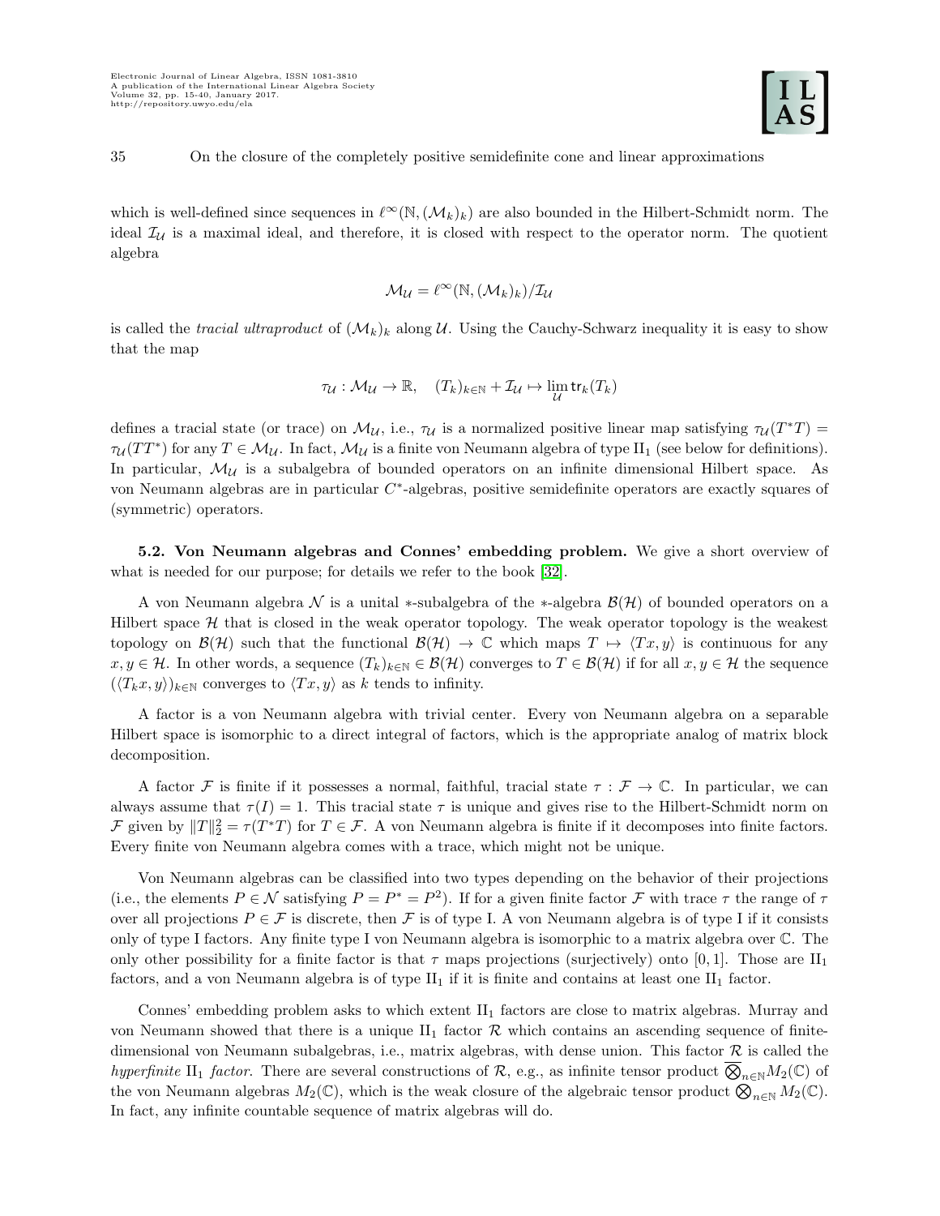which is well-defined since sequences in $\ell^\infty(\mathbb{N}, (\mathcal{M}_k)_k)$ are also bounded in the Hilbert-Schmidt norm. The ideal $\mathcal{I}_\mathcal{U}$ is a maximal ideal, and therefore, it is closed with respect to the operator norm. The quotient algebra

$$\mathcal{M}_\mathcal{U} = \ell^\infty(\mathbb{N}, (\mathcal{M}_k)_k)/\mathcal{I}_\mathcal{U}$$

is called the *tracial ultraproduct* of $(\mathcal{M}_k)_k$ along $\mathcal{U}$. Using the Cauchy-Schwarz inequality it is easy to show that the map

$$\tau_\mathcal{U} : \mathcal{M}_\mathcal{U} \to \mathbb{R}, \quad (T_k)_{k\in\mathbb{N}} + \mathcal{I}_\mathcal{U} \mapsto \lim_\mathcal{U} \mathsf{tr}_k(T_k)$$

defines a tracial state (or trace) on $\mathcal{M}_\mathcal{U}$, i.e., $\tau_\mathcal{U}$ is a normalized positive linear map satisfying $\tau_\mathcal{U}(T^*T) = \tau_\mathcal{U}(TT^*)$ for any $T \in \mathcal{M}_\mathcal{U}$. In fact, $\mathcal{M}_\mathcal{U}$ is a finite von Neumann algebra of type $\mathrm{II}_1$ (see below for definitions). In particular, $\mathcal{M}_\mathcal{U}$ is a subalgebra of bounded operators on an infinite dimensional Hilbert space. As von Neumann algebras are in particular $C^*$-algebras, positive semidefinite operators are exactly squares of (symmetric) operators.

**5.2. Von Neumann algebras and Connes' embedding problem.** We give a short overview of what is needed for our purpose; for details we refer to the book [32].

A von Neumann algebra $\mathcal{N}$ is a unital $*$-subalgebra of the $*$-algebra $\mathcal{B}(\mathcal{H})$ of bounded operators on a Hilbert space $\mathcal{H}$ that is closed in the weak operator topology. The weak operator topology is the weakest topology on $\mathcal{B}(\mathcal{H})$ such that the functional $\mathcal{B}(\mathcal{H}) \to \mathbb{C}$ which maps $T \mapsto \langle Tx, y\rangle$ is continuous for any $x, y \in \mathcal{H}$. In other words, a sequence $(T_k)_{k\in\mathbb{N}} \in \mathcal{B}(\mathcal{H})$ converges to $T \in \mathcal{B}(\mathcal{H})$ if for all $x, y \in \mathcal{H}$ the sequence $(\langle T_k x, y\rangle)_{k\in\mathbb{N}}$ converges to $\langle Tx, y\rangle$ as $k$ tends to infinity.

A factor is a von Neumann algebra with trivial center. Every von Neumann algebra on a separable Hilbert space is isomorphic to a direct integral of factors, which is the appropriate analog of matrix block decomposition.

A factor $\mathcal{F}$ is finite if it possesses a normal, faithful, tracial state $\tau : \mathcal{F} \to \mathbb{C}$. In particular, we can always assume that $\tau(I) = 1$. This tracial state $\tau$ is unique and gives rise to the Hilbert-Schmidt norm on $\mathcal{F}$ given by $\|T\|_2^2 = \tau(T^*T)$ for $T \in \mathcal{F}$. A von Neumann algebra is finite if it decomposes into finite factors. Every finite von Neumann algebra comes with a trace, which might not be unique.

Von Neumann algebras can be classified into two types depending on the behavior of their projections (i.e., the elements $P \in \mathcal{N}$ satisfying $P = P^* = P^2$). If for a given finite factor $\mathcal{F}$ with trace $\tau$ the range of $\tau$ over all projections $P \in \mathcal{F}$ is discrete, then $\mathcal{F}$ is of type I. A von Neumann algebra is of type I if it consists only of type I factors. Any finite type I von Neumann algebra is isomorphic to a matrix algebra over $\mathbb{C}$. The only other possibility for a finite factor is that $\tau$ maps projections (surjectively) onto $[0, 1]$. Those are $\mathrm{II}_1$ factors, and a von Neumann algebra is of type $\mathrm{II}_1$ if it is finite and contains at least one $\mathrm{II}_1$ factor.

Connes' embedding problem asks to which extent $\mathrm{II}_1$ factors are close to matrix algebras. Murray and von Neumann showed that there is a unique $\mathrm{II}_1$ factor $\mathcal{R}$ which contains an ascending sequence of finite-dimensional von Neumann subalgebras, i.e., matrix algebras, with dense union. This factor $\mathcal{R}$ is called the *hyperfinite* $\mathrm{II}_1$ *factor*. There are several constructions of $\mathcal{R}$, e.g., as infinite tensor product $\overline{\bigotimes}_{n\in\mathbb{N}} M_2(\mathbb{C})$ of the von Neumann algebras $M_2(\mathbb{C})$, which is the weak closure of the algebraic tensor product $\bigotimes_{n\in\mathbb{N}} M_2(\mathbb{C})$. In fact, any infinite countable sequence of matrix algebras will do.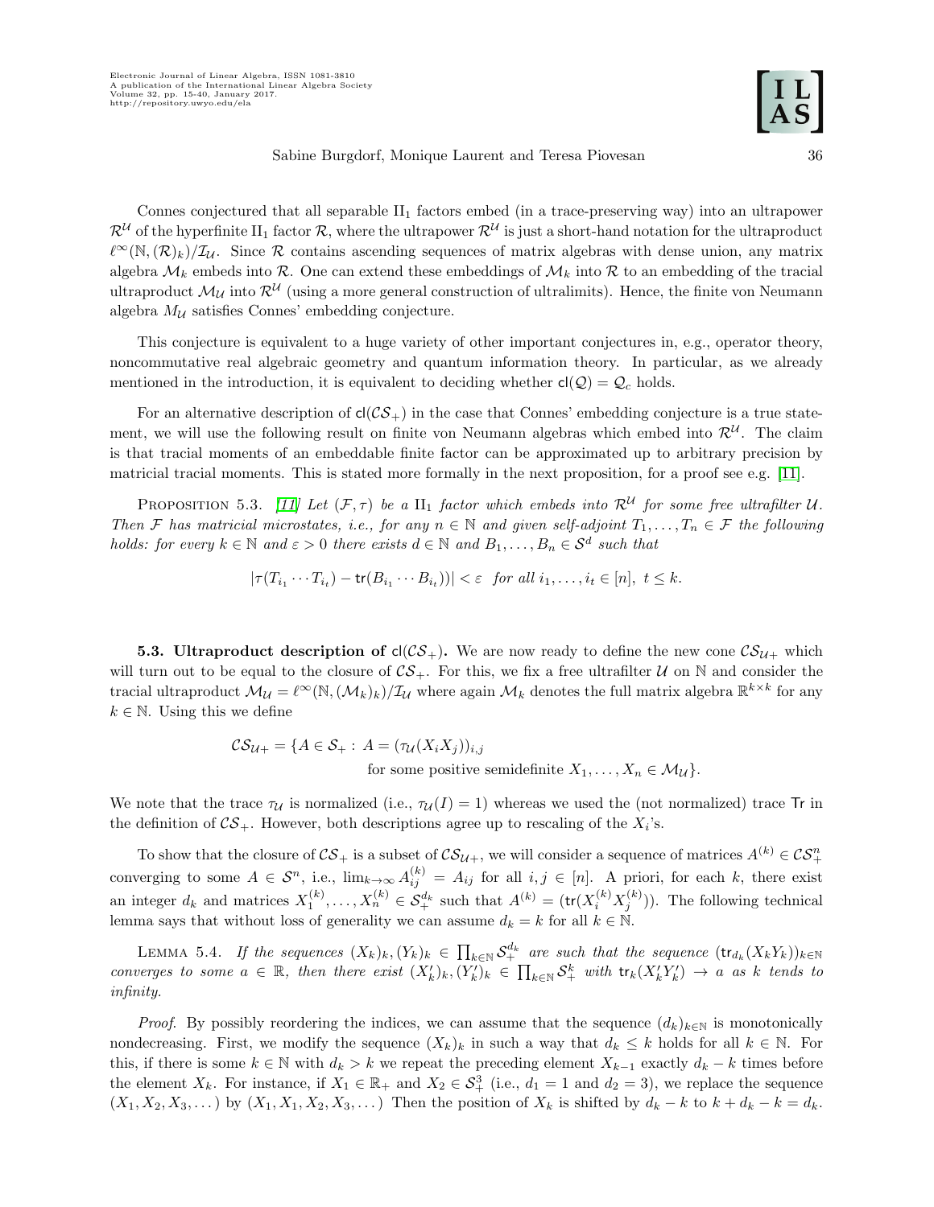Connes conjectured that all separable $\mathrm{II}_1$ factors embed (in a trace-preserving way) into an ultrapower $\mathcal{R}^{\mathcal{U}}$ of the hyperfinite $\mathrm{II}_1$ factor $\mathcal{R}$, where the ultrapower $\mathcal{R}^{\mathcal{U}}$ is just a short-hand notation for the ultraproduct $\ell^\infty(\mathbb{N}, (\mathcal{R})_k)/\mathcal{I}_{\mathcal{U}}$. Since $\mathcal{R}$ contains ascending sequences of matrix algebras with dense union, any matrix algebra $\mathcal{M}_k$ embeds into $\mathcal{R}$. One can extend these embeddings of $\mathcal{M}_k$ into $\mathcal{R}$ to an embedding of the tracial ultraproduct $\mathcal{M}_{\mathcal{U}}$ into $\mathcal{R}^{\mathcal{U}}$ (using a more general construction of ultralimits). Hence, the finite von Neumann algebra $M_{\mathcal{U}}$ satisfies Connes' embedding conjecture.

This conjecture is equivalent to a huge variety of other important conjectures in, e.g., operator theory, noncommutative real algebraic geometry and quantum information theory. In particular, as we already mentioned in the introduction, it is equivalent to deciding whether $\mathsf{cl}(\mathcal{Q}) = \mathcal{Q}_c$ holds.

For an alternative description of $\mathsf{cl}(\mathcal{CS}_+)$ in the case that Connes' embedding conjecture is a true statement, we will use the following result on finite von Neumann algebras which embed into $\mathcal{R}^{\mathcal{U}}$. The claim is that tracial moments of an embeddable finite factor can be approximated up to arbitrary precision by matricial tracial moments. This is stated more formally in the next proposition, for a proof see e.g. [11].

Proposition 5.3. *[11] Let $(\mathcal{F}, \tau)$ be a $\mathrm{II}_1$ factor which embeds into $\mathcal{R}^{\mathcal{U}}$ for some free ultrafilter $\mathcal{U}$. Then $\mathcal{F}$ has matricial microstates, i.e., for any $n \in \mathbb{N}$ and given self-adjoint $T_1, \ldots, T_n \in \mathcal{F}$ the following holds: for every $k \in \mathbb{N}$ and $\varepsilon > 0$ there exists $d \in \mathbb{N}$ and $B_1, \ldots, B_n \in \mathcal{S}^d$ such that*

$$|\tau(T_{i_1} \cdots T_{i_t}) - \mathsf{tr}(B_{i_1} \cdots B_{i_t})| < \varepsilon \quad \text{for all } i_1, \ldots, i_t \in [n],\ t \leq k.$$

**5.3. Ultraproduct description of $\mathsf{cl}(\mathcal{CS}_+)$.** We are now ready to define the new cone $\mathcal{CS}_{\mathcal{U}+}$ which will turn out to be equal to the closure of $\mathcal{CS}_+$. For this, we fix a free ultrafilter $\mathcal{U}$ on $\mathbb{N}$ and consider the tracial ultraproduct $\mathcal{M}_{\mathcal{U}} = \ell^\infty(\mathbb{N}, (\mathcal{M}_k)_k)/\mathcal{I}_{\mathcal{U}}$ where again $\mathcal{M}_k$ denotes the full matrix algebra $\mathbb{R}^{k\times k}$ for any $k \in \mathbb{N}$. Using this we define

$$\mathcal{CS}_{\mathcal{U}+} = \{A \in \mathcal{S}_+ :\ A = (\tau_{\mathcal{U}}(X_i X_j))_{i,j} \text{ for some positive semidefinite } X_1, \ldots, X_n \in \mathcal{M}_{\mathcal{U}}\}.$$

We note that the trace $\tau_{\mathcal{U}}$ is normalized (i.e., $\tau_{\mathcal{U}}(I) = 1$) whereas we used the (not normalized) trace $\mathsf{Tr}$ in the definition of $\mathcal{CS}_+$. However, both descriptions agree up to rescaling of the $X_i$'s.

To show that the closure of $\mathcal{CS}_+$ is a subset of $\mathcal{CS}_{\mathcal{U}+}$, we will consider a sequence of matrices $A^{(k)} \in \mathcal{CS}_+^n$ converging to some $A \in \mathcal{S}^n$, i.e., $\lim_{k\to\infty} A_{ij}^{(k)} = A_{ij}$ for all $i, j \in [n]$. A priori, for each $k$, there exist an integer $d_k$ and matrices $X_1^{(k)}, \ldots, X_n^{(k)} \in \mathcal{S}_+^{d_k}$ such that $A^{(k)} = (\mathsf{tr}(X_i^{(k)} X_j^{(k)}))$. The following technical lemma says that without loss of generality we can assume $d_k = k$ for all $k \in \mathbb{N}$.

Lemma 5.4. *If the sequences $(X_k)_k, (Y_k)_k \in \prod_{k\in\mathbb{N}} \mathcal{S}_+^{d_k}$ are such that the sequence $(\mathsf{tr}_{d_k}(X_k Y_k))_{k\in\mathbb{N}}$ converges to some $a \in \mathbb{R}$, then there exist $(X_k')_k, (Y_k')_k \in \prod_{k\in\mathbb{N}} \mathcal{S}_+^k$ with $\mathsf{tr}_k(X_k' Y_k') \to a$ as $k$ tends to infinity.*

*Proof.* By possibly reordering the indices, we can assume that the sequence $(d_k)_{k\in\mathbb{N}}$ is monotonically nondecreasing. First, we modify the sequence $(X_k)_k$ in such a way that $d_k \leq k$ holds for all $k \in \mathbb{N}$. For this, if there is some $k \in \mathbb{N}$ with $d_k > k$ we repeat the preceding element $X_{k-1}$ exactly $d_k - k$ times before the element $X_k$. For instance, if $X_1 \in \mathbb{R}_+$ and $X_2 \in \mathcal{S}_+^3$ (i.e., $d_1 = 1$ and $d_2 = 3$), we replace the sequence $(X_1, X_2, X_3, \ldots)$ by $(X_1, X_1, X_2, X_3, \ldots)$ Then the position of $X_k$ is shifted by $d_k - k$ to $k + d_k - k = d_k$.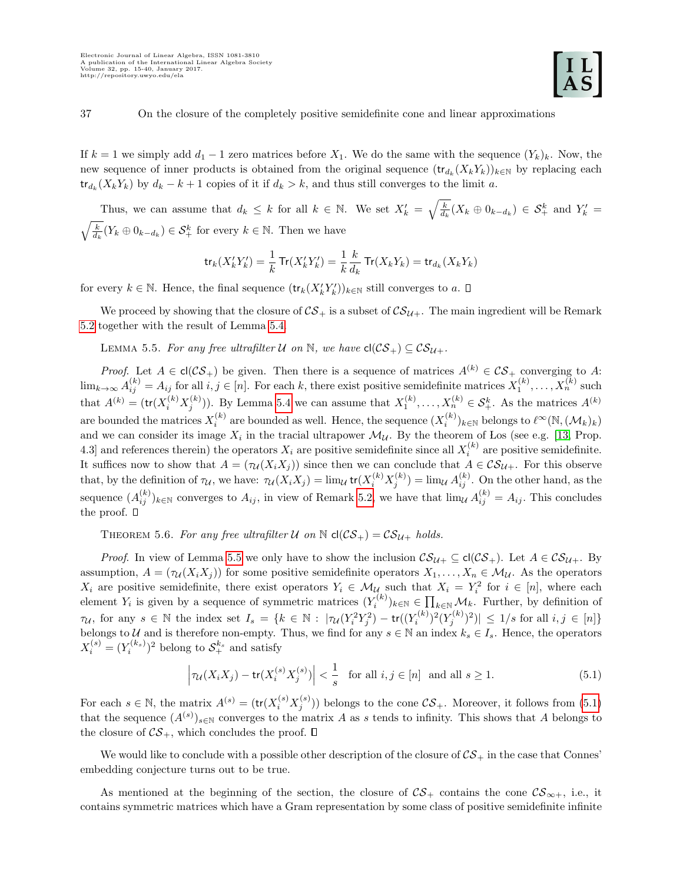If $k = 1$ we simply add $d_1 - 1$ zero matrices before $X_1$. We do the same with the sequence $(Y_k)_k$. Now, the new sequence of inner products is obtained from the original sequence $(\mathsf{tr}_{d_k}(X_k Y_k))_{k\in\mathbb{N}}$ by replacing each $\mathsf{tr}_{d_k}(X_k Y_k)$ by $d_k - k + 1$ copies of it if $d_k > k$, and thus still converges to the limit $a$.

Thus, we can assume that $d_k \leq k$ for all $k \in \mathbb{N}$. We set $X'_k = \sqrt{\frac{k}{d_k}}(X_k \oplus 0_{k-d_k}) \in \mathcal{S}^k_+$ and $Y'_k = \sqrt{\frac{k}{d_k}}(Y_k \oplus 0_{k-d_k}) \in \mathcal{S}^k_+$ for every $k \in \mathbb{N}$. Then we have

$$\mathsf{tr}_k(X'_k Y'_k) = \frac{1}{k}\,\mathsf{Tr}(X'_k Y'_k) = \frac{1}{k}\frac{k}{d_k}\,\mathsf{Tr}(X_k Y_k) = \mathsf{tr}_{d_k}(X_k Y_k)$$

for every $k \in \mathbb{N}$. Hence, the final sequence $(\mathsf{tr}_k(X'_k Y'_k))_{k\in\mathbb{N}}$ still converges to $a$. □

We proceed by showing that the closure of $\mathcal{CS}_+$ is a subset of $\mathcal{CS}_{\mathcal{U}+}$. The main ingredient will be Remark 5.2 together with the result of Lemma 5.4.

Lemma 5.5. *For any free ultrafilter $\mathcal{U}$ on $\mathbb{N}$, we have $\mathsf{cl}(\mathcal{CS}_+) \subseteq \mathcal{CS}_{\mathcal{U}+}$.*

*Proof.* Let $A \in \mathsf{cl}(\mathcal{CS}_+)$ be given. Then there is a sequence of matrices $A^{(k)} \in \mathcal{CS}_+$ converging to $A$: $\lim_{k\to\infty} A^{(k)}_{ij} = A_{ij}$ for all $i, j \in [n]$. For each $k$, there exist positive semidefinite matrices $X^{(k)}_1, \ldots, X^{(k)}_n$ such that $A^{(k)} = (\mathsf{tr}(X^{(k)}_i X^{(k)}_j))$. By Lemma 5.4 we can assume that $X^{(k)}_1, \ldots, X^{(k)}_n \in \mathcal{S}^k_+$. As the matrices $A^{(k)}$ are bounded the matrices $X^{(k)}_i$ are bounded as well. Hence, the sequence $(X^{(k)}_i)_{k\in\mathbb{N}}$ belongs to $\ell^\infty(\mathbb{N}, (\mathcal{M}_k)_k)$ and we can consider its image $X_i$ in the tracial ultrapower $\mathcal{M}_{\mathcal{U}}$. By the theorem of Łos (see e.g. [13, Prop. 4.3] and references therein) the operators $X_i$ are positive semidefinite since all $X^{(k)}_i$ are positive semidefinite. It suffices now to show that $A = (\tau_{\mathcal{U}}(X_i X_j))$ since then we can conclude that $A \in \mathcal{CS}_{\mathcal{U}+}$. For this observe that, by the definition of $\tau_{\mathcal{U}}$, we have: $\tau_{\mathcal{U}}(X_i X_j) = \lim_{\mathcal{U}} \mathsf{tr}(X^{(k)}_i X^{(k)}_j) = \lim_{\mathcal{U}} A^{(k)}_{ij}$. On the other hand, as the sequence $(A^{(k)}_{ij})_{k\in\mathbb{N}}$ converges to $A_{ij}$, in view of Remark 5.2, we have that $\lim_{\mathcal{U}} A^{(k)}_{ij} = A_{ij}$. This concludes the proof. □

Theorem 5.6. *For any free ultrafilter $\mathcal{U}$ on $\mathbb{N}$ $\mathsf{cl}(\mathcal{CS}_+) = \mathcal{CS}_{\mathcal{U}+}$ holds.*

*Proof.* In view of Lemma 5.5 we only have to show the inclusion $\mathcal{CS}_{\mathcal{U}+} \subseteq \mathsf{cl}(\mathcal{CS}_+)$. Let $A \in \mathcal{CS}_{\mathcal{U}+}$. By assumption, $A = (\tau_{\mathcal{U}}(X_i X_j))$ for some positive semidefinite operators $X_1, \ldots, X_n \in \mathcal{M}_{\mathcal{U}}$. As the operators $X_i$ are positive semidefinite, there exist operators $Y_i \in \mathcal{M}_{\mathcal{U}}$ such that $X_i = Y_i^2$ for $i \in [n]$, where each element $Y_i$ is given by a sequence of symmetric matrices $(Y^{(k)}_i)_{k\in\mathbb{N}} \in \prod_{k\in\mathbb{N}} \mathcal{M}_k$. Further, by definition of $\tau_{\mathcal{U}}$, for any $s \in \mathbb{N}$ the index set $I_s = \{k \in \mathbb{N} : |\tau_{\mathcal{U}}(Y_i^2 Y_j^2) - \mathsf{tr}((Y^{(k)}_i)^2 (Y^{(k)}_j)^2)| \leq 1/s \text{ for all } i, j \in [n]\}$ belongs to $\mathcal{U}$ and is therefore non-empty. Thus, we find for any $s \in \mathbb{N}$ an index $k_s \in I_s$. Hence, the operators $X^{(s)}_i = (Y^{(k_s)}_i)^2$ belong to $\mathcal{S}^{k_s}_+$ and satisfy

$$\left|\tau_{\mathcal{U}}(X_i X_j) - \mathsf{tr}(X^{(s)}_i X^{(s)}_j)\right| < \frac{1}{s} \quad \text{for all } i, j \in [n] \text{ and all } s \geq 1. \tag{5.1}$$

For each $s \in \mathbb{N}$, the matrix $A^{(s)} = (\mathsf{tr}(X^{(s)}_i X^{(s)}_j))$ belongs to the cone $\mathcal{CS}_+$. Moreover, it follows from (5.1) that the sequence $(A^{(s)})_{s\in\mathbb{N}}$ converges to the matrix $A$ as $s$ tends to infinity. This shows that $A$ belongs to the closure of $\mathcal{CS}_+$, which concludes the proof. □

We would like to conclude with a possible other description of the closure of $\mathcal{CS}_+$ in the case that Connes' embedding conjecture turns out to be true.

As mentioned at the beginning of the section, the closure of $\mathcal{CS}_+$ contains the cone $\mathcal{CS}_{\infty+}$, i.e., it contains symmetric matrices which have a Gram representation by some class of positive semidefinite infinite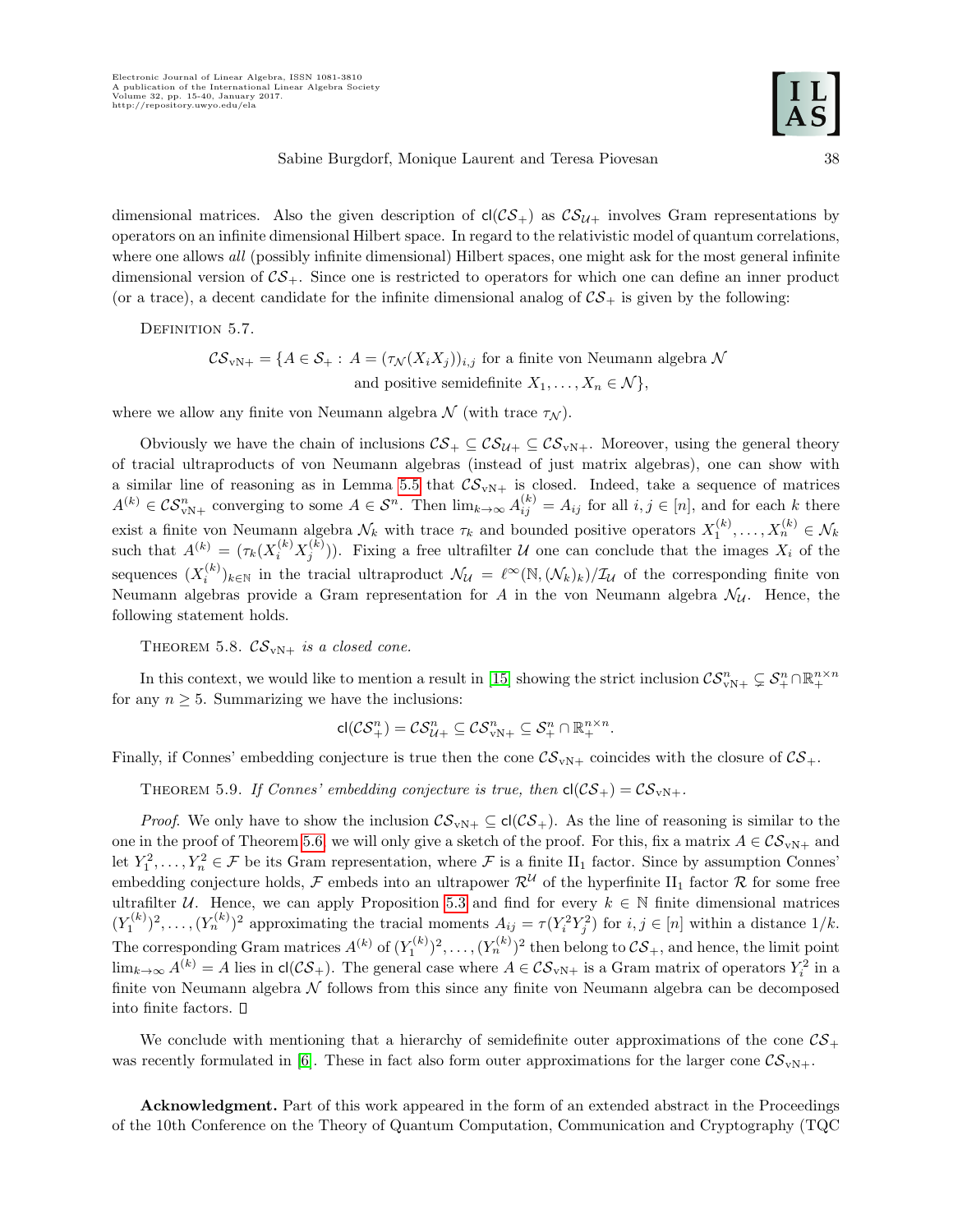dimensional matrices. Also the given description of $\mathsf{cl}(\mathcal{CS}_+)$ as $\mathcal{CS}_{\mathcal{U}+}$ involves Gram representations by operators on an infinite dimensional Hilbert space. In regard to the relativistic model of quantum correlations, where one allows *all* (possibly infinite dimensional) Hilbert spaces, one might ask for the most general infinite dimensional version of $\mathcal{CS}_+$. Since one is restricted to operators for which one can define an inner product (or a trace), a decent candidate for the infinite dimensional analog of $\mathcal{CS}_+$ is given by the following:

Definition 5.7.

$$\mathcal{CS}_{\mathrm{vN}+} = \{A \in \mathcal{S}_+ : A = (\tau_{\mathcal{N}}(X_iX_j))_{i,j} \text{ for a finite von Neumann algebra } \mathcal{N} \text{ and positive semidefinite } X_1, \ldots, X_n \in \mathcal{N}\},$$

where we allow any finite von Neumann algebra $\mathcal{N}$ (with trace $\tau_{\mathcal{N}}$).

Obviously we have the chain of inclusions $\mathcal{CS}_+ \subseteq \mathcal{CS}_{\mathcal{U}+} \subseteq \mathcal{CS}_{\mathrm{vN}+}$. Moreover, using the general theory of tracial ultraproducts of von Neumann algebras (instead of just matrix algebras), one can show with a similar line of reasoning as in Lemma 5.5 that $\mathcal{CS}_{\mathrm{vN}+}$ is closed. Indeed, take a sequence of matrices $A^{(k)} \in \mathcal{CS}^n_{\mathrm{vN}+}$ converging to some $A \in \mathcal{S}^n$. Then $\lim_{k\to\infty} A^{(k)}_{ij} = A_{ij}$ for all $i,j \in [n]$, and for each $k$ there exist a finite von Neumann algebra $\mathcal{N}_k$ with trace $\tau_k$ and bounded positive operators $X^{(k)}_1, \ldots, X^{(k)}_n \in \mathcal{N}_k$ such that $A^{(k)} = (\tau_k(X^{(k)}_i X^{(k)}_j))$. Fixing a free ultrafilter $\mathcal{U}$ one can conclude that the images $X_i$ of the sequences $(X^{(k)}_i)_{k\in\mathbb{N}}$ in the tracial ultraproduct $\mathcal{N}_{\mathcal{U}} = \ell^\infty(\mathbb{N}, (\mathcal{N}_k)_k)/\mathcal{I}_{\mathcal{U}}$ of the corresponding finite von Neumann algebras provide a Gram representation for $A$ in the von Neumann algebra $\mathcal{N}_{\mathcal{U}}$. Hence, the following statement holds.

Theorem 5.8. *$\mathcal{CS}_{\mathrm{vN}+}$ is a closed cone.*

In this context, we would like to mention a result in [15] showing the strict inclusion $\mathcal{CS}^n_{\mathrm{vN}+} \subsetneq \mathcal{S}^n_+ \cap \mathbb{R}^{n\times n}_+$ for any $n \geq 5$. Summarizing we have the inclusions:

$$\mathsf{cl}(\mathcal{CS}^n_+) = \mathcal{CS}^n_{\mathcal{U}+} \subseteq \mathcal{CS}^n_{\mathrm{vN}+} \subseteq \mathcal{S}^n_+ \cap \mathbb{R}^{n\times n}_+.$$

Finally, if Connes' embedding conjecture is true then the cone $\mathcal{CS}_{\mathrm{vN}+}$ coincides with the closure of $\mathcal{CS}_+$.

Theorem 5.9. *If Connes' embedding conjecture is true, then $\mathsf{cl}(\mathcal{CS}_+) = \mathcal{CS}_{\mathrm{vN}+}$.*

*Proof.* We only have to show the inclusion $\mathcal{CS}_{\mathrm{vN}+} \subseteq \mathsf{cl}(\mathcal{CS}_+)$. As the line of reasoning is similar to the one in the proof of Theorem 5.6, we will only give a sketch of the proof. For this, fix a matrix $A \in \mathcal{CS}_{\mathrm{vN}+}$ and let $Y_1^2, \ldots, Y_n^2 \in \mathcal{F}$ be its Gram representation, where $\mathcal{F}$ is a finite $\mathrm{II}_1$ factor. Since by assumption Connes' embedding conjecture holds, $\mathcal{F}$ embeds into an ultrapower $\mathcal{R}^{\mathcal{U}}$ of the hyperfinite $\mathrm{II}_1$ factor $\mathcal{R}$ for some free ultrafilter $\mathcal{U}$. Hence, we can apply Proposition 5.3 and find for every $k \in \mathbb{N}$ finite dimensional matrices $(Y^{(k)}_1)^2, \ldots, (Y^{(k)}_n)^2$ approximating the tracial moments $A_{ij} = \tau(Y_i^2 Y_j^2)$ for $i,j \in [n]$ within a distance $1/k$. The corresponding Gram matrices $A^{(k)}$ of $(Y^{(k)}_1)^2, \ldots, (Y^{(k)}_n)^2$ then belong to $\mathcal{CS}_+$, and hence, the limit point $\lim_{k\to\infty} A^{(k)} = A$ lies in $\mathsf{cl}(\mathcal{CS}_+)$. The general case where $A \in \mathcal{CS}_{\mathrm{vN}+}$ is a Gram matrix of operators $Y_i^2$ in a finite von Neumann algebra $\mathcal{N}$ follows from this since any finite von Neumann algebra can be decomposed into finite factors. ∎

We conclude with mentioning that a hierarchy of semidefinite outer approximations of the cone $\mathcal{CS}_+$ was recently formulated in [6]. These in fact also form outer approximations for the larger cone $\mathcal{CS}_{\mathrm{vN}+}$.

**Acknowledgment.** Part of this work appeared in the form of an extended abstract in the Proceedings of the 10th Conference on the Theory of Quantum Computation, Communication and Cryptography (TQC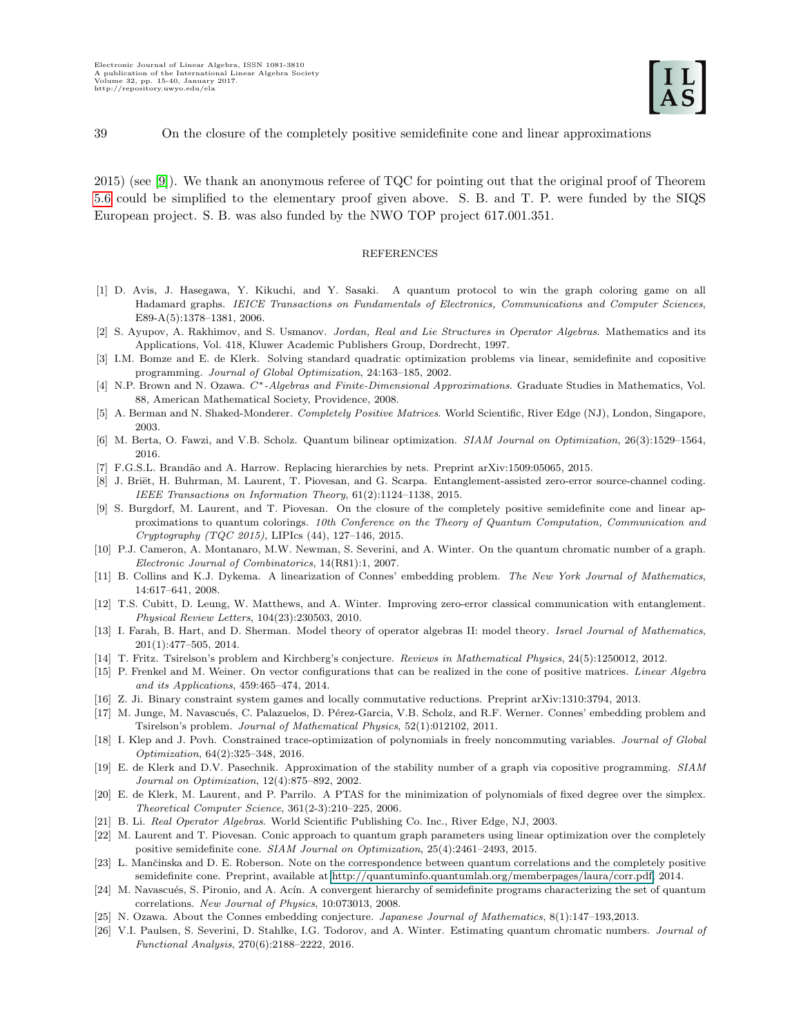2015) (see [9]). We thank an anonymous referee of TQC for pointing out that the original proof of Theorem 5.6 could be simplified to the elementary proof given above. S. B. and T. P. were funded by the SIQS European project. S. B. was also funded by the NWO TOP project 617.001.351.

## REFERENCES

[1] D. Avis, J. Hasegawa, Y. Kikuchi, and Y. Sasaki. A quantum protocol to win the graph coloring game on all Hadamard graphs. *IEICE Transactions on Fundamentals of Electronics, Communications and Computer Sciences*, E89-A(5):1378–1381, 2006.

[2] S. Ayupov, A. Rakhimov, and S. Usmanov. *Jordan, Real and Lie Structures in Operator Algebras*. Mathematics and its Applications, Vol. 418, Kluwer Academic Publishers Group, Dordrecht, 1997.

[3] I.M. Bomze and E. de Klerk. Solving standard quadratic optimization problems via linear, semidefinite and copositive programming. *Journal of Global Optimization*, 24:163–185, 2002.

[4] N.P. Brown and N. Ozawa. *$C^*$-Algebras and Finite-Dimensional Approximations*. Graduate Studies in Mathematics, Vol. 88, American Mathematical Society, Providence, 2008.

[5] A. Berman and N. Shaked-Monderer. *Completely Positive Matrices*. World Scientific, River Edge (NJ), London, Singapore, 2003.

[6] M. Berta, O. Fawzi, and V.B. Scholz. Quantum bilinear optimization. *SIAM Journal on Optimization*, 26(3):1529–1564, 2016.

[7] F.G.S.L. Brandão and A. Harrow. Replacing hierarchies by nets. Preprint arXiv:1509:05065, 2015.

[8] J. Briët, H. Buhrman, M. Laurent, T. Piovesan, and G. Scarpa. Entanglement-assisted zero-error source-channel coding. *IEEE Transactions on Information Theory*, 61(2):1124–1138, 2015.

[9] S. Burgdorf, M. Laurent, and T. Piovesan. On the closure of the completely positive semidefinite cone and linear approximations to quantum colorings. *10th Conference on the Theory of Quantum Computation, Communication and Cryptography (TQC 2015)*, LIPIcs (44), 127–146, 2015.

[10] P.J. Cameron, A. Montanaro, M.W. Newman, S. Severini, and A. Winter. On the quantum chromatic number of a graph. *Electronic Journal of Combinatorics*, 14(R81):1, 2007.

[11] B. Collins and K.J. Dykema. A linearization of Connes' embedding problem. *The New York Journal of Mathematics*, 14:617–641, 2008.

[12] T.S. Cubitt, D. Leung, W. Matthews, and A. Winter. Improving zero-error classical communication with entanglement. *Physical Review Letters*, 104(23):230503, 2010.

[13] I. Farah, B. Hart, and D. Sherman. Model theory of operator algebras II: model theory. *Israel Journal of Mathematics*, 201(1):477–505, 2014.

[14] T. Fritz. Tsirelson's problem and Kirchberg's conjecture. *Reviews in Mathematical Physics*, 24(5):1250012, 2012.

[15] P. Frenkel and M. Weiner. On vector configurations that can be realized in the cone of positive matrices. *Linear Algebra and its Applications*, 459:465–474, 2014.

[16] Z. Ji. Binary constraint system games and locally commutative reductions. Preprint arXiv:1310:3794, 2013.

[17] M. Junge, M. Navascués, C. Palazuelos, D. Pérez-Garcia, V.B. Scholz, and R.F. Werner. Connes' embedding problem and Tsirelson's problem. *Journal of Mathematical Physics*, 52(1):012102, 2011.

[18] I. Klep and J. Povh. Constrained trace-optimization of polynomials in freely noncommuting variables. *Journal of Global Optimization*, 64(2):325–348, 2016.

[19] E. de Klerk and D.V. Pasechnik. Approximation of the stability number of a graph via copositive programming. *SIAM Journal on Optimization*, 12(4):875–892, 2002.

[20] E. de Klerk, M. Laurent, and P. Parrilo. A PTAS for the minimization of polynomials of fixed degree over the simplex. *Theoretical Computer Science*, 361(2-3):210–225, 2006.

[21] B. Li. *Real Operator Algebras*. World Scientific Publishing Co. Inc., River Edge, NJ, 2003.

[22] M. Laurent and T. Piovesan. Conic approach to quantum graph parameters using linear optimization over the completely positive semidefinite cone. *SIAM Journal on Optimization*, 25(4):2461–2493, 2015.

[23] L. Mančinska and D. E. Roberson. Note on the correspondence between quantum correlations and the completely positive semidefinite cone. Preprint, available at http://quantuminfo.quantumlah.org/memberpages/laura/corr.pdf, 2014.

[24] M. Navascués, S. Pironio, and A. Acín. A convergent hierarchy of semidefinite programs characterizing the set of quantum correlations. *New Journal of Physics*, 10:073013, 2008.

[25] N. Ozawa. About the Connes embedding conjecture. *Japanese Journal of Mathematics*, 8(1):147–193,2013.

[26] V.I. Paulsen, S. Severini, D. Stahlke, I.G. Todorov, and A. Winter. Estimating quantum chromatic numbers. *Journal of Functional Analysis*, 270(6):2188–2222, 2016.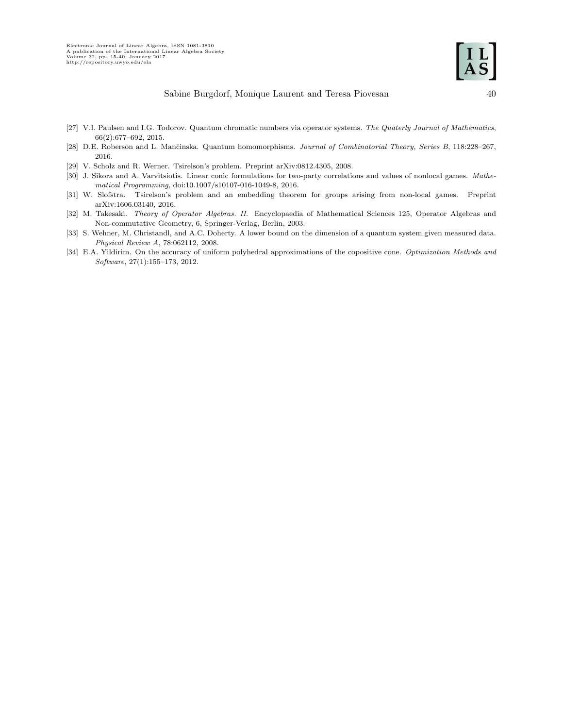[27] V.I. Paulsen and I.G. Todorov. Quantum chromatic numbers via operator systems. *The Quaterly Journal of Mathematics*, 66(2):677–692, 2015.

[28] D.E. Roberson and L. Mančinska. Quantum homomorphisms. *Journal of Combinatorial Theory, Series B*, 118:228–267, 2016.

[29] V. Scholz and R. Werner. Tsirelson's problem. Preprint arXiv:0812.4305, 2008.

[30] J. Sikora and A. Varvitsiotis. Linear conic formulations for two-party correlations and values of nonlocal games. *Mathematical Programming*, doi:10.1007/s10107-016-1049-8, 2016.

[31] W. Slofstra. Tsirelson's problem and an embedding theorem for groups arising from non-local games. Preprint arXiv:1606.03140, 2016.

[32] M. Takesaki. *Theory of Operator Algebras. II.* Encyclopaedia of Mathematical Sciences 125, Operator Algebras and Non-commutative Geometry, 6, Springer-Verlag, Berlin, 2003.

[33] S. Wehner, M. Christandl, and A.C. Doherty. A lower bound on the dimension of a quantum system given measured data. *Physical Review A*, 78:062112, 2008.

[34] E.A. Yildirim. On the accuracy of uniform polyhedral approximations of the copositive cone. *Optimization Methods and Software*, 27(1):155–173, 2012.